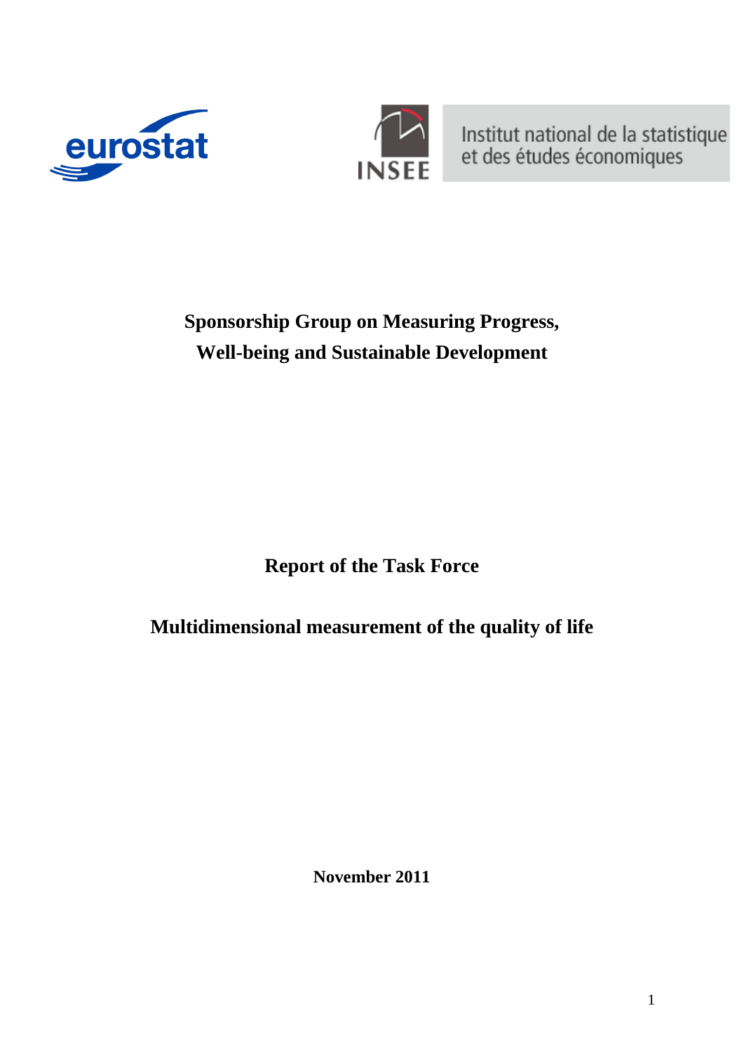eurostat

INSEE

Institut national de la statistique et des études économiques

# Sponsorship Group on Measuring Progress, Well-being and Sustainable Development

## Report of the Task Force

## Multidimensional measurement of the quality of life

**November 2011**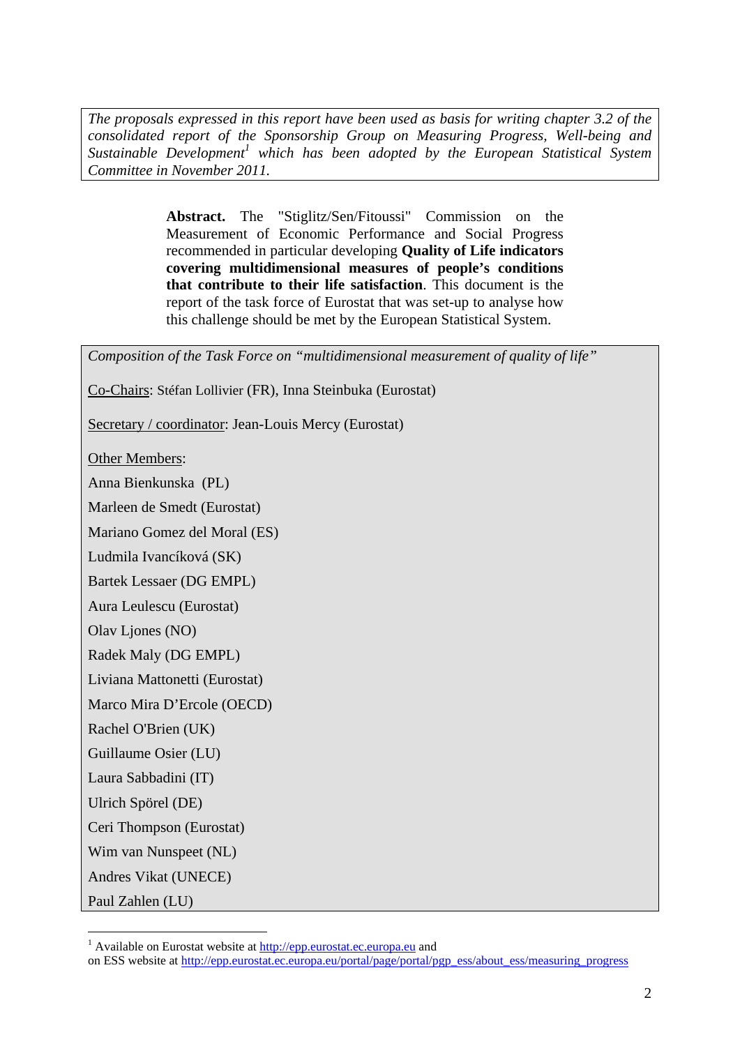*The proposals expressed in this report have been used as basis for writing chapter 3.2 of the consolidated report of the Sponsorship Group on Measuring Progress, Well-being and Sustainable Development[1] which has been adopted by the European Statistical System Committee in November 2011.*

**Abstract.** The "Stiglitz/Sen/Fitoussi" Commission on the Measurement of Economic Performance and Social Progress recommended in particular developing **Quality of Life indicators covering multidimensional measures of people's conditions that contribute to their life satisfaction**. This document is the report of the task force of Eurostat that was set-up to analyse how this challenge should be met by the European Statistical System.

*Composition of the Task Force on "multidimensional measurement of quality of life"*

Co-Chairs: Stéfan Lollivier (FR), Inna Steinbuka (Eurostat)

Secretary / coordinator: Jean-Louis Mercy (Eurostat)

Other Members:

Anna Bienkunska (PL)
Marleen de Smedt (Eurostat)
Mariano Gomez del Moral (ES)
Ludmila Ivancíková (SK)
Bartek Lessaer (DG EMPL)
Aura Leulescu (Eurostat)
Olav Ljones (NO)
Radek Maly (DG EMPL)
Liviana Mattonetti (Eurostat)
Marco Mira D'Ercole (OECD)
Rachel O'Brien (UK)
Guillaume Osier (LU)
Laura Sabbadini (IT)
Ulrich Spörel (DE)
Ceri Thompson (Eurostat)
Wim van Nunspeet (NL)
Andres Vikat (UNECE)
Paul Zahlen (LU)

[1] Available on Eurostat website at http://epp.eurostat.ec.europa.eu and on ESS website at http://epp.eurostat.ec.europa.eu/portal/page/portal/pgp_ess/about_ess/measuring_progress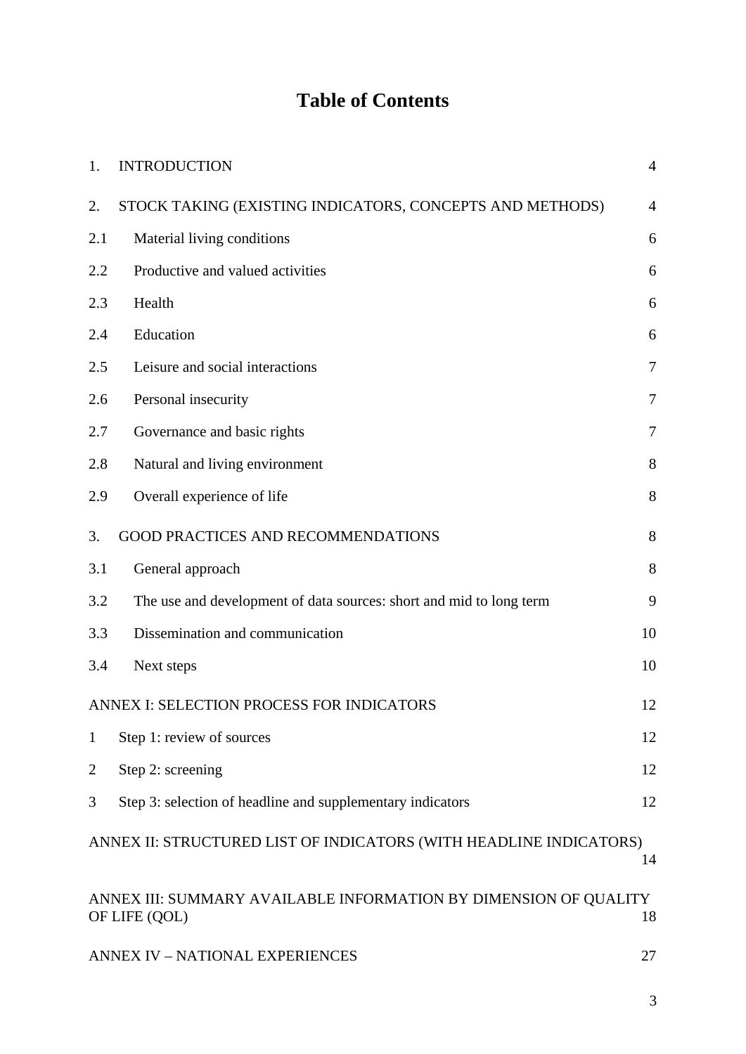# Table of Contents

| | | |
|---|---|---|
| 1. | INTRODUCTION | 4 |
| 2. | STOCK TAKING (EXISTING INDICATORS, CONCEPTS AND METHODS) | 4 |
| 2.1 | Material living conditions | 6 |
| 2.2 | Productive and valued activities | 6 |
| 2.3 | Health | 6 |
| 2.4 | Education | 6 |
| 2.5 | Leisure and social interactions | 7 |
| 2.6 | Personal insecurity | 7 |
| 2.7 | Governance and basic rights | 7 |
| 2.8 | Natural and living environment | 8 |
| 2.9 | Overall experience of life | 8 |
| 3. | GOOD PRACTICES AND RECOMMENDATIONS | 8 |
| 3.1 | General approach | 8 |
| 3.2 | The use and development of data sources: short and mid to long term | 9 |
| 3.3 | Dissemination and communication | 10 |
| 3.4 | Next steps | 10 |
| | ANNEX I: SELECTION PROCESS FOR INDICATORS | 12 |
| 1 | Step 1: review of sources | 12 |
| 2 | Step 2: screening | 12 |
| 3 | Step 3: selection of headline and supplementary indicators | 12 |
| | ANNEX II: STRUCTURED LIST OF INDICATORS (WITH HEADLINE INDICATORS) | 14 |
| | ANNEX III: SUMMARY AVAILABLE INFORMATION BY DIMENSION OF QUALITY OF LIFE (QOL) | 18 |
| | ANNEX IV – NATIONAL EXPERIENCES | 27 |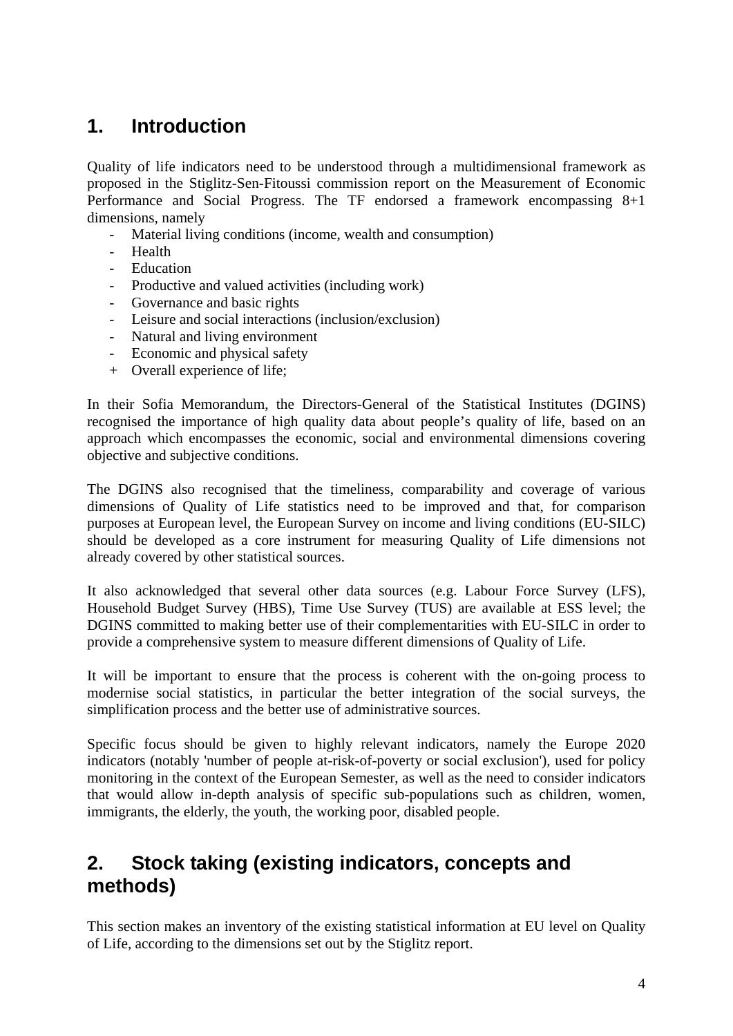# 1. Introduction

Quality of life indicators need to be understood through a multidimensional framework as proposed in the Stiglitz-Sen-Fitoussi commission report on the Measurement of Economic Performance and Social Progress. The TF endorsed a framework encompassing 8+1 dimensions, namely

- Material living conditions (income, wealth and consumption)
- Health
- Education
- Productive and valued activities (including work)
- Governance and basic rights
- Leisure and social interactions (inclusion/exclusion)
- Natural and living environment
- Economic and physical safety
- \+ Overall experience of life;

In their Sofia Memorandum, the Directors-General of the Statistical Institutes (DGINS) recognised the importance of high quality data about people's quality of life, based on an approach which encompasses the economic, social and environmental dimensions covering objective and subjective conditions.

The DGINS also recognised that the timeliness, comparability and coverage of various dimensions of Quality of Life statistics need to be improved and that, for comparison purposes at European level, the European Survey on income and living conditions (EU-SILC) should be developed as a core instrument for measuring Quality of Life dimensions not already covered by other statistical sources.

It also acknowledged that several other data sources (e.g. Labour Force Survey (LFS), Household Budget Survey (HBS), Time Use Survey (TUS) are available at ESS level; the DGINS committed to making better use of their complementarities with EU-SILC in order to provide a comprehensive system to measure different dimensions of Quality of Life.

It will be important to ensure that the process is coherent with the on-going process to modernise social statistics, in particular the better integration of the social surveys, the simplification process and the better use of administrative sources.

Specific focus should be given to highly relevant indicators, namely the Europe 2020 indicators (notably 'number of people at-risk-of-poverty or social exclusion'), used for policy monitoring in the context of the European Semester, as well as the need to consider indicators that would allow in-depth analysis of specific sub-populations such as children, women, immigrants, the elderly, the youth, the working poor, disabled people.

# 2. Stock taking (existing indicators, concepts and methods)

This section makes an inventory of the existing statistical information at EU level on Quality of Life, according to the dimensions set out by the Stiglitz report.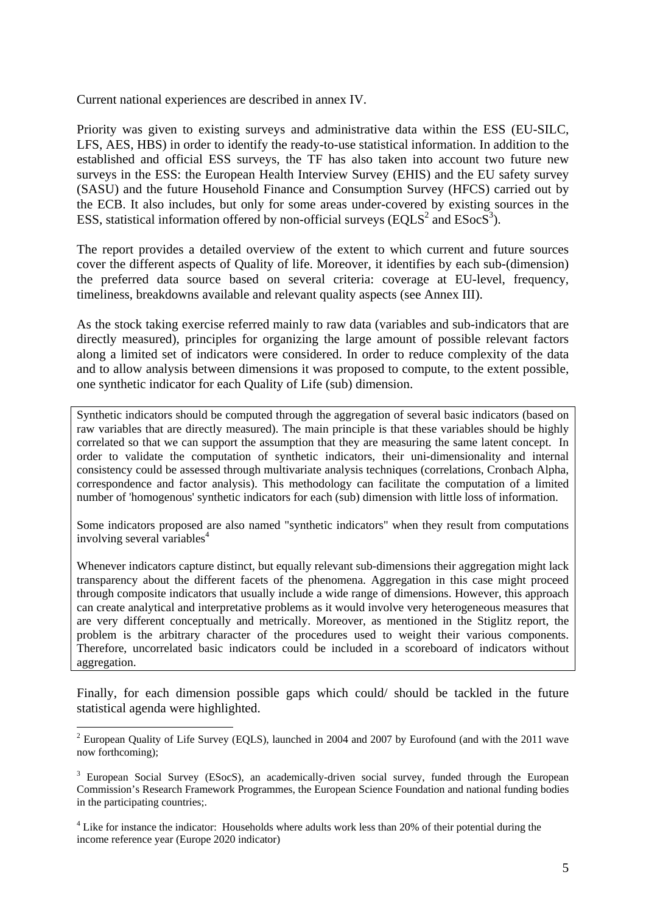Current national experiences are described in annex IV.

Priority was given to existing surveys and administrative data within the ESS (EU-SILC, LFS, AES, HBS) in order to identify the ready-to-use statistical information. In addition to the established and official ESS surveys, the TF has also taken into account two future new surveys in the ESS: the European Health Interview Survey (EHIS) and the EU safety survey (SASU) and the future Household Finance and Consumption Survey (HFCS) carried out by the ECB. It also includes, but only for some areas under-covered by existing sources in the ESS, statistical information offered by non-official surveys (EQLS[2] and ESocS[3]).

The report provides a detailed overview of the extent to which current and future sources cover the different aspects of Quality of life. Moreover, it identifies by each sub-(dimension) the preferred data source based on several criteria: coverage at EU-level, frequency, timeliness, breakdowns available and relevant quality aspects (see Annex III).

As the stock taking exercise referred mainly to raw data (variables and sub-indicators that are directly measured), principles for organizing the large amount of possible relevant factors along a limited set of indicators were considered. In order to reduce complexity of the data and to allow analysis between dimensions it was proposed to compute, to the extent possible, one synthetic indicator for each Quality of Life (sub) dimension.

> Synthetic indicators should be computed through the aggregation of several basic indicators (based on raw variables that are directly measured). The main principle is that these variables should be highly correlated so that we can support the assumption that they are measuring the same latent concept. In order to validate the computation of synthetic indicators, their uni-dimensionality and internal consistency could be assessed through multivariate analysis techniques (correlations, Cronbach Alpha, correspondence and factor analysis). This methodology can facilitate the computation of a limited number of 'homogenous' synthetic indicators for each (sub) dimension with little loss of information.
>
> Some indicators proposed are also named "synthetic indicators" when they result from computations involving several variables[4]
>
> Whenever indicators capture distinct, but equally relevant sub-dimensions their aggregation might lack transparency about the different facets of the phenomena. Aggregation in this case might proceed through composite indicators that usually include a wide range of dimensions. However, this approach can create analytical and interpretative problems as it would involve very heterogeneous measures that are very different conceptually and metrically. Moreover, as mentioned in the Stiglitz report, the problem is the arbitrary character of the procedures used to weight their various components. Therefore, uncorrelated basic indicators could be included in a scoreboard of indicators without aggregation.

Finally, for each dimension possible gaps which could/ should be tackled in the future statistical agenda were highlighted.

---

[2] European Quality of Life Survey (EQLS), launched in 2004 and 2007 by Eurofound (and with the 2011 wave now forthcoming);

[3] European Social Survey (ESocS), an academically-driven social survey, funded through the European Commission's Research Framework Programmes, the European Science Foundation and national funding bodies in the participating countries;.

[4] Like for instance the indicator: Households where adults work less than 20% of their potential during the income reference year (Europe 2020 indicator)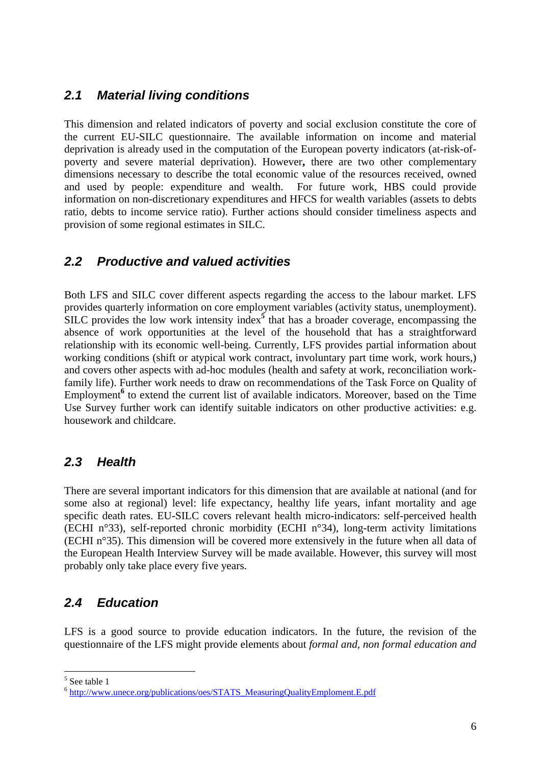## 2.1 Material living conditions

This dimension and related indicators of poverty and social exclusion constitute the core of the current EU-SILC questionnaire. The available information on income and material deprivation is already used in the computation of the European poverty indicators (at-risk-of-poverty and severe material deprivation). However**,** there are two other complementary dimensions necessary to describe the total economic value of the resources received, owned and used by people: expenditure and wealth. For future work, HBS could provide information on non-discretionary expenditures and HFCS for wealth variables (assets to debts ratio, debts to income service ratio). Further actions should consider timeliness aspects and provision of some regional estimates in SILC.

## 2.2 Productive and valued activities

Both LFS and SILC cover different aspects regarding the access to the labour market. LFS provides quarterly information on core employment variables (activity status, unemployment). SILC provides the low work intensity index[5] that has a broader coverage, encompassing the absence of work opportunities at the level of the household that has a straightforward relationship with its economic well-being. Currently, LFS provides partial information about working conditions (shift or atypical work contract, involuntary part time work, work hours,) and covers other aspects with ad-hoc modules (health and safety at work, reconciliation work-family life). Further work needs to draw on recommendations of the Task Force on Quality of Employment[6] to extend the current list of available indicators. Moreover, based on the Time Use Survey further work can identify suitable indicators on other productive activities: e.g. housework and childcare.

## 2.3 Health

There are several important indicators for this dimension that are available at national (and for some also at regional) level: life expectancy, healthy life years, infant mortality and age specific death rates. EU-SILC covers relevant health micro-indicators: self-perceived health (ECHI n°33), self-reported chronic morbidity (ECHI n°34), long-term activity limitations (ECHI n°35). This dimension will be covered more extensively in the future when all data of the European Health Interview Survey will be made available. However, this survey will most probably only take place every five years.

## 2.4 Education

LFS is a good source to provide education indicators. In the future, the revision of the questionnaire of the LFS might provide elements about *formal and, non formal education and*

---

[5] See table 1

[6] http://www.unece.org/publications/oes/STATS_MeasuringQualityEmploment.E.pdf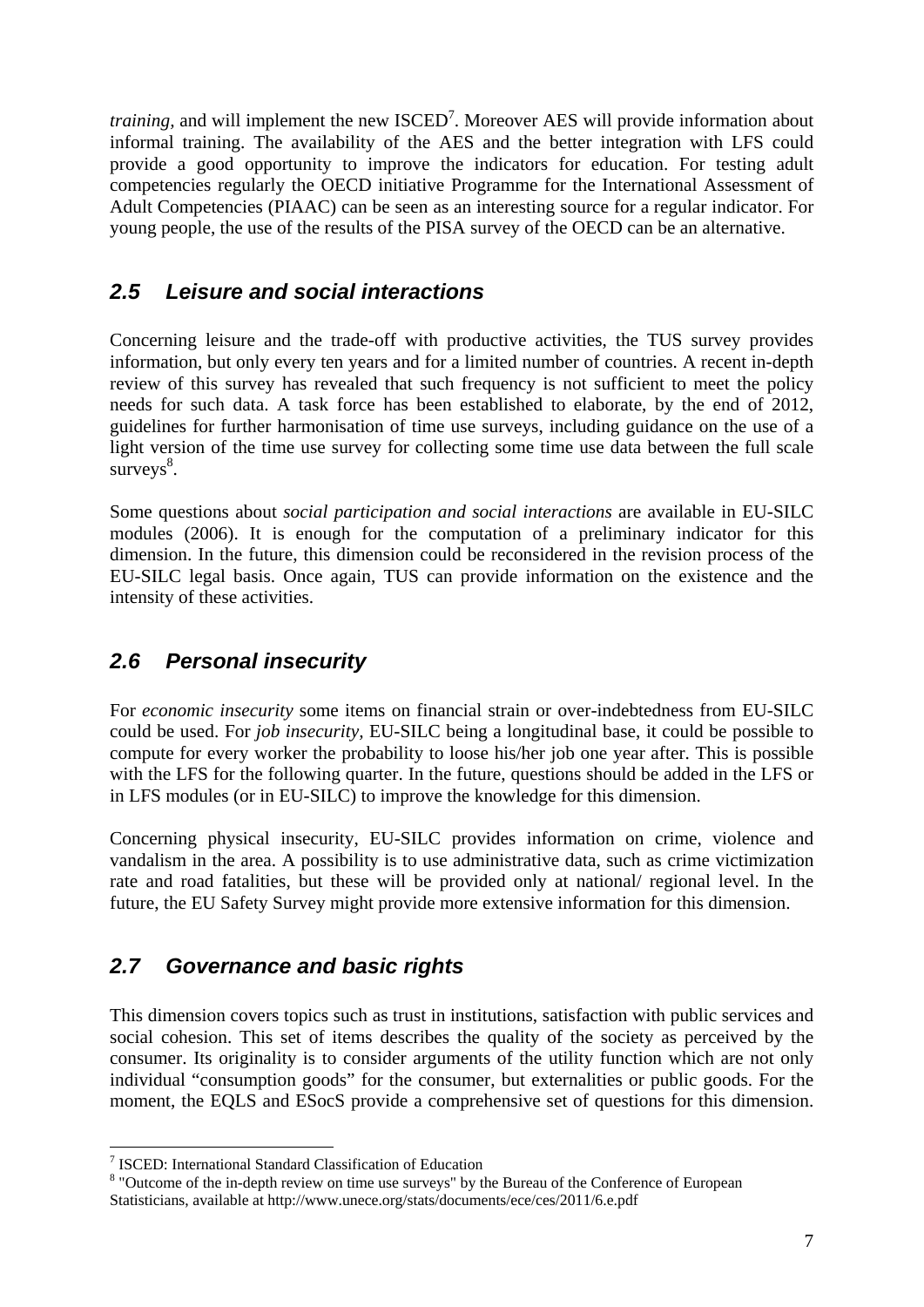*training*, and will implement the new ISCED[7]. Moreover AES will provide information about informal training. The availability of the AES and the better integration with LFS could provide a good opportunity to improve the indicators for education. For testing adult competencies regularly the OECD initiative Programme for the International Assessment of Adult Competencies (PIAAC) can be seen as an interesting source for a regular indicator. For young people, the use of the results of the PISA survey of the OECD can be an alternative.

## *2.5 Leisure and social interactions*

Concerning leisure and the trade-off with productive activities, the TUS survey provides information, but only every ten years and for a limited number of countries. A recent in-depth review of this survey has revealed that such frequency is not sufficient to meet the policy needs for such data. A task force has been established to elaborate, by the end of 2012, guidelines for further harmonisation of time use surveys, including guidance on the use of a light version of the time use survey for collecting some time use data between the full scale surveys[8].

Some questions about *social participation and social interactions* are available in EU-SILC modules (2006). It is enough for the computation of a preliminary indicator for this dimension. In the future, this dimension could be reconsidered in the revision process of the EU-SILC legal basis. Once again, TUS can provide information on the existence and the intensity of these activities.

## *2.6 Personal insecurity*

For *economic insecurity* some items on financial strain or over-indebtedness from EU-SILC could be used. For *job insecurity,* EU-SILC being a longitudinal base, it could be possible to compute for every worker the probability to loose his/her job one year after. This is possible with the LFS for the following quarter. In the future, questions should be added in the LFS or in LFS modules (or in EU-SILC) to improve the knowledge for this dimension.

Concerning physical insecurity, EU-SILC provides information on crime, violence and vandalism in the area. A possibility is to use administrative data, such as crime victimization rate and road fatalities, but these will be provided only at national/ regional level. In the future, the EU Safety Survey might provide more extensive information for this dimension.

## *2.7 Governance and basic rights*

This dimension covers topics such as trust in institutions, satisfaction with public services and social cohesion. This set of items describes the quality of the society as perceived by the consumer. Its originality is to consider arguments of the utility function which are not only individual "consumption goods" for the consumer, but externalities or public goods. For the moment, the EQLS and ESocS provide a comprehensive set of questions for this dimension.

---

[7] ISCED: International Standard Classification of Education

[8] "Outcome of the in-depth review on time use surveys" by the Bureau of the Conference of European Statisticians, available at http://www.unece.org/stats/documents/ece/ces/2011/6.e.pdf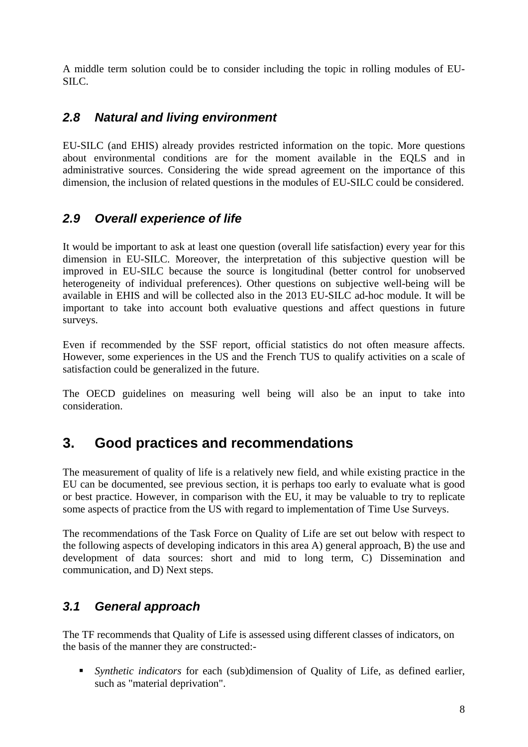A middle term solution could be to consider including the topic in rolling modules of EU-SILC.

### *2.8 Natural and living environment*

EU-SILC (and EHIS) already provides restricted information on the topic. More questions about environmental conditions are for the moment available in the EQLS and in administrative sources. Considering the wide spread agreement on the importance of this dimension, the inclusion of related questions in the modules of EU-SILC could be considered.

### *2.9 Overall experience of life*

It would be important to ask at least one question (overall life satisfaction) every year for this dimension in EU-SILC. Moreover, the interpretation of this subjective question will be improved in EU-SILC because the source is longitudinal (better control for unobserved heterogeneity of individual preferences). Other questions on subjective well-being will be available in EHIS and will be collected also in the 2013 EU-SILC ad-hoc module. It will be important to take into account both evaluative questions and affect questions in future surveys.

Even if recommended by the SSF report, official statistics do not often measure affects. However, some experiences in the US and the French TUS to qualify activities on a scale of satisfaction could be generalized in the future.

The OECD guidelines on measuring well being will also be an input to take into consideration.

## 3. Good practices and recommendations

The measurement of quality of life is a relatively new field, and while existing practice in the EU can be documented, see previous section, it is perhaps too early to evaluate what is good or best practice. However, in comparison with the EU, it may be valuable to try to replicate some aspects of practice from the US with regard to implementation of Time Use Surveys.

The recommendations of the Task Force on Quality of Life are set out below with respect to the following aspects of developing indicators in this area A) general approach, B) the use and development of data sources: short and mid to long term, C) Dissemination and communication, and D) Next steps.

### *3.1 General approach*

The TF recommends that Quality of Life is assessed using different classes of indicators, on the basis of the manner they are constructed:-

- *Synthetic indicators* for each (sub)dimension of Quality of Life, as defined earlier, such as "material deprivation".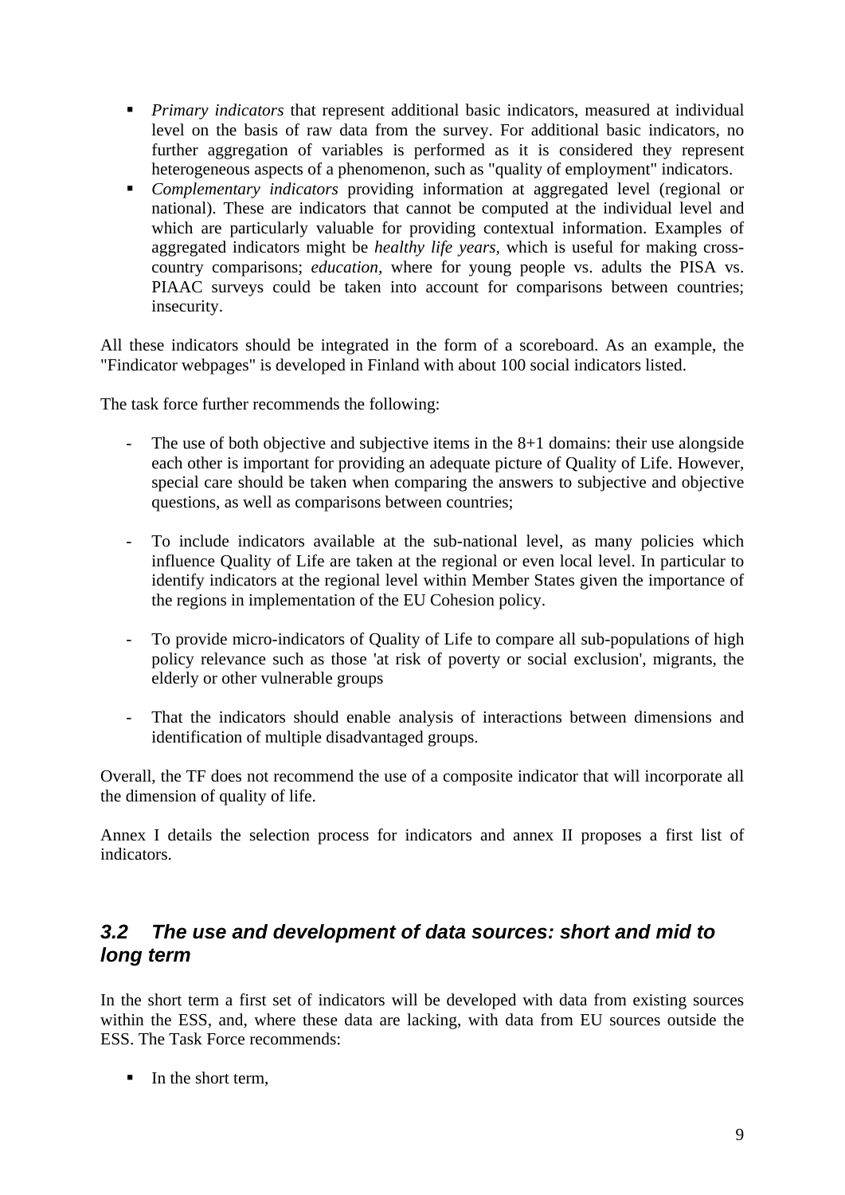- *Primary indicators* that represent additional basic indicators, measured at individual level on the basis of raw data from the survey. For additional basic indicators, no further aggregation of variables is performed as it is considered they represent heterogeneous aspects of a phenomenon, such as "quality of employment" indicators.
- *Complementary indicators* providing information at aggregated level (regional or national). These are indicators that cannot be computed at the individual level and which are particularly valuable for providing contextual information. Examples of aggregated indicators might be *healthy life years*, which is useful for making cross-country comparisons; *education*, where for young people vs. adults the PISA vs. PIAAC surveys could be taken into account for comparisons between countries; insecurity.

All these indicators should be integrated in the form of a scoreboard. As an example, the "Findicator webpages" is developed in Finland with about 100 social indicators listed.

The task force further recommends the following:

- The use of both objective and subjective items in the 8+1 domains: their use alongside each other is important for providing an adequate picture of Quality of Life. However, special care should be taken when comparing the answers to subjective and objective questions, as well as comparisons between countries;

- To include indicators available at the sub-national level, as many policies which influence Quality of Life are taken at the regional or even local level. In particular to identify indicators at the regional level within Member States given the importance of the regions in implementation of the EU Cohesion policy.

- To provide micro-indicators of Quality of Life to compare all sub-populations of high policy relevance such as those 'at risk of poverty or social exclusion', migrants, the elderly or other vulnerable groups

- That the indicators should enable analysis of interactions between dimensions and identification of multiple disadvantaged groups.

Overall, the TF does not recommend the use of a composite indicator that will incorporate all the dimension of quality of life.

Annex I details the selection process for indicators and annex II proposes a first list of indicators.

## *3.2 The use and development of data sources: short and mid to long term*

In the short term a first set of indicators will be developed with data from existing sources within the ESS, and, where these data are lacking, with data from EU sources outside the ESS. The Task Force recommends:

- In the short term,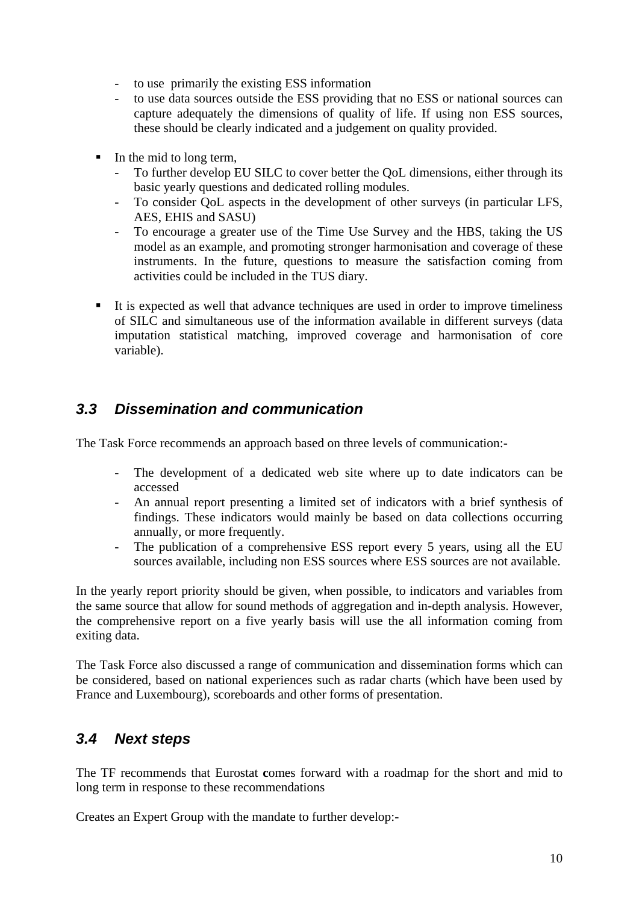- to use primarily the existing ESS information
  - to use data sources outside the ESS providing that no ESS or national sources can capture adequately the dimensions of quality of life. If using non ESS sources, these should be clearly indicated and a judgement on quality provided.

- In the mid to long term,
  - To further develop EU SILC to cover better the QoL dimensions, either through its basic yearly questions and dedicated rolling modules.
  - To consider QoL aspects in the development of other surveys (in particular LFS, AES, EHIS and SASU)
  - To encourage a greater use of the Time Use Survey and the HBS, taking the US model as an example, and promoting stronger harmonisation and coverage of these instruments. In the future, questions to measure the satisfaction coming from activities could be included in the TUS diary.

- It is expected as well that advance techniques are used in order to improve timeliness of SILC and simultaneous use of the information available in different surveys (data imputation statistical matching, improved coverage and harmonisation of core variable).

## *3.3 Dissemination and communication*

The Task Force recommends an approach based on three levels of communication:-

- The development of a dedicated web site where up to date indicators can be accessed
- An annual report presenting a limited set of indicators with a brief synthesis of findings. These indicators would mainly be based on data collections occurring annually, or more frequently.
- The publication of a comprehensive ESS report every 5 years, using all the EU sources available, including non ESS sources where ESS sources are not available.

In the yearly report priority should be given, when possible, to indicators and variables from the same source that allow for sound methods of aggregation and in-depth analysis. However, the comprehensive report on a five yearly basis will use the all information coming from exiting data.

The Task Force also discussed a range of communication and dissemination forms which can be considered, based on national experiences such as radar charts (which have been used by France and Luxembourg), scoreboards and other forms of presentation.

## *3.4 Next steps*

The TF recommends that Eurostat **c**omes forward with a roadmap for the short and mid to long term in response to these recommendations

Creates an Expert Group with the mandate to further develop:-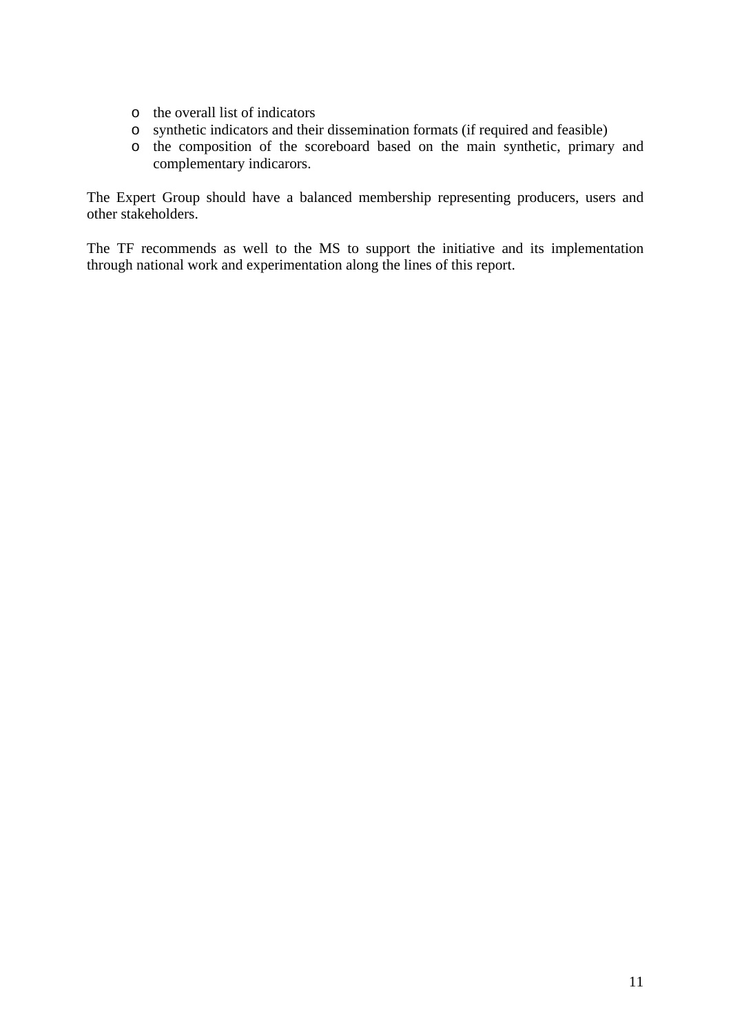- the overall list of indicators
- synthetic indicators and their dissemination formats (if required and feasible)
- the composition of the scoreboard based on the main synthetic, primary and complementary indicarors.

The Expert Group should have a balanced membership representing producers, users and other stakeholders.

The TF recommends as well to the MS to support the initiative and its implementation through national work and experimentation along the lines of this report.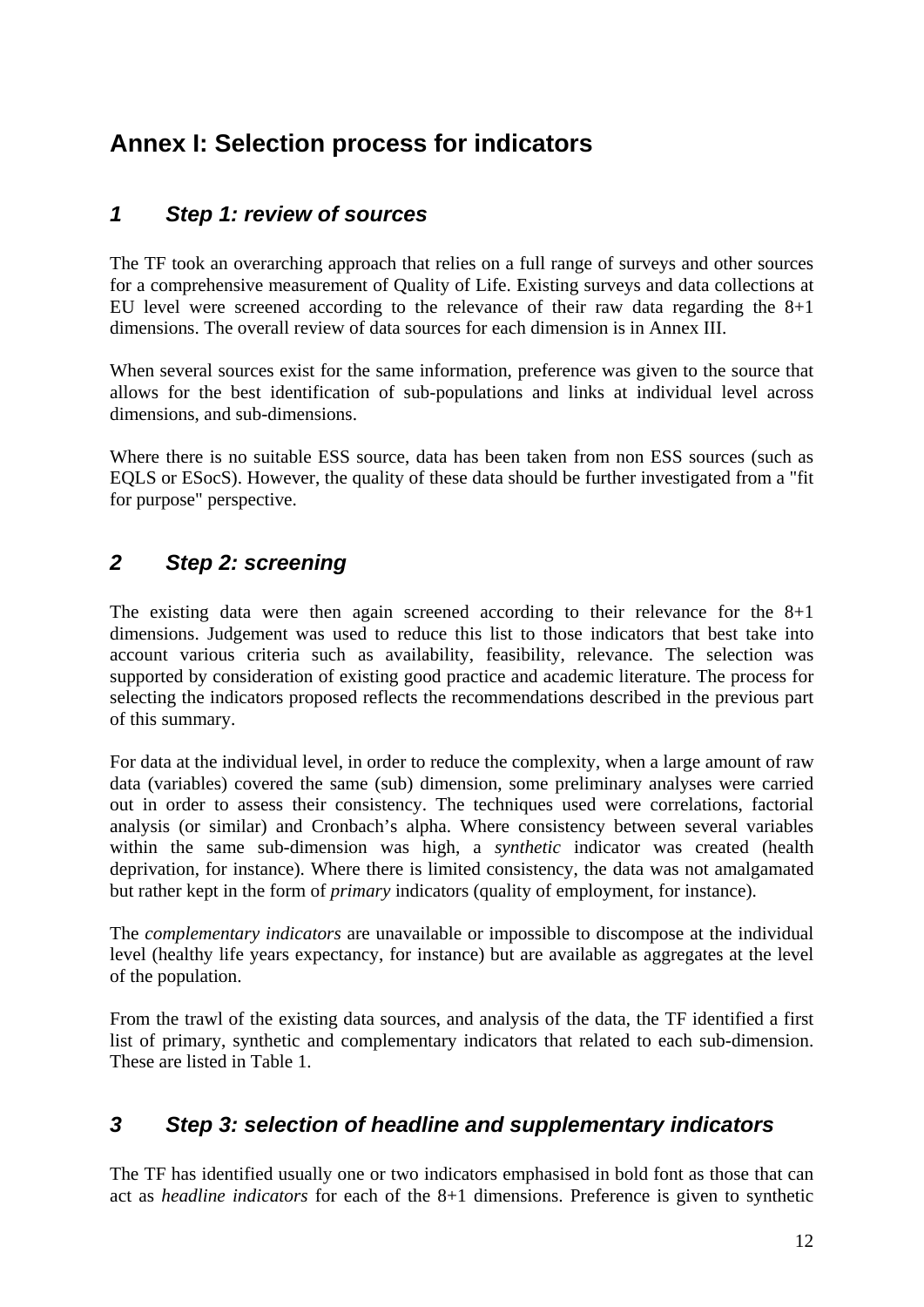# Annex I: Selection process for indicators

## *1 Step 1: review of sources*

The TF took an overarching approach that relies on a full range of surveys and other sources for a comprehensive measurement of Quality of Life. Existing surveys and data collections at EU level were screened according to the relevance of their raw data regarding the 8+1 dimensions. The overall review of data sources for each dimension is in Annex III.

When several sources exist for the same information, preference was given to the source that allows for the best identification of sub-populations and links at individual level across dimensions, and sub-dimensions.

Where there is no suitable ESS source, data has been taken from non ESS sources (such as EQLS or ESocS). However, the quality of these data should be further investigated from a "fit for purpose" perspective.

## *2 Step 2: screening*

The existing data were then again screened according to their relevance for the 8+1 dimensions. Judgement was used to reduce this list to those indicators that best take into account various criteria such as availability, feasibility, relevance. The selection was supported by consideration of existing good practice and academic literature. The process for selecting the indicators proposed reflects the recommendations described in the previous part of this summary.

For data at the individual level, in order to reduce the complexity, when a large amount of raw data (variables) covered the same (sub) dimension, some preliminary analyses were carried out in order to assess their consistency. The techniques used were correlations, factorial analysis (or similar) and Cronbach's alpha. Where consistency between several variables within the same sub-dimension was high, a *synthetic* indicator was created (health deprivation, for instance). Where there is limited consistency, the data was not amalgamated but rather kept in the form of *primary* indicators (quality of employment, for instance).

The *complementary indicators* are unavailable or impossible to discompose at the individual level (healthy life years expectancy, for instance) but are available as aggregates at the level of the population.

From the trawl of the existing data sources, and analysis of the data, the TF identified a first list of primary, synthetic and complementary indicators that related to each sub-dimension. These are listed in Table 1.

## *3 Step 3: selection of headline and supplementary indicators*

The TF has identified usually one or two indicators emphasised in bold font as those that can act as *headline indicators* for each of the 8+1 dimensions. Preference is given to synthetic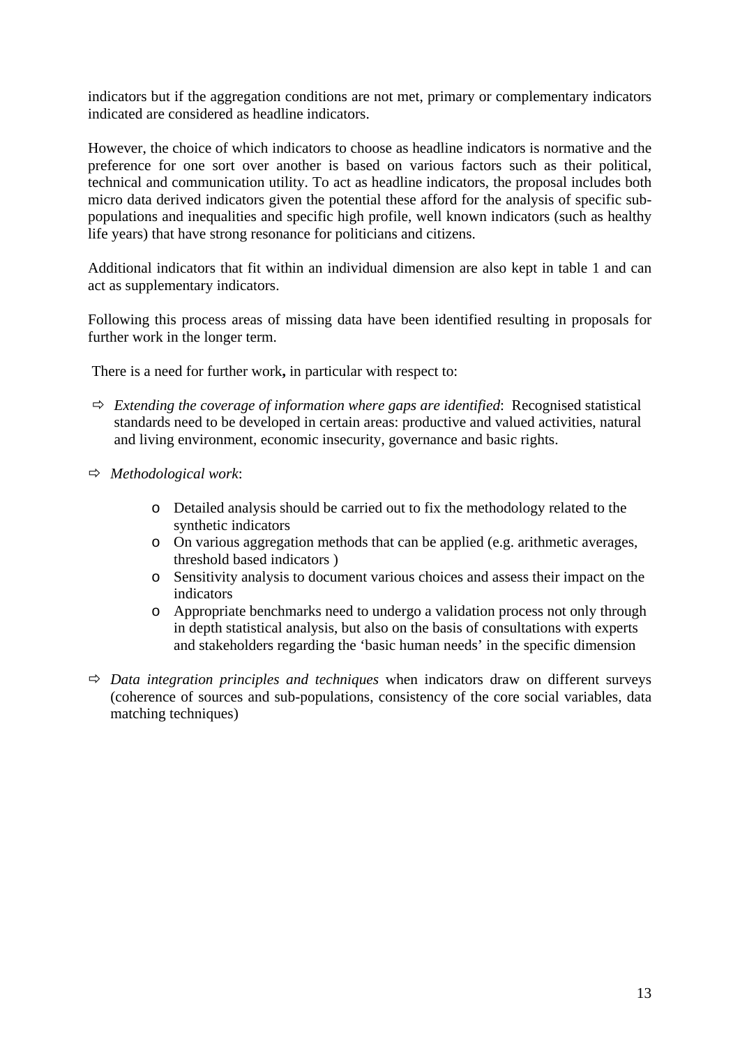indicators but if the aggregation conditions are not met, primary or complementary indicators indicated are considered as headline indicators.

However, the choice of which indicators to choose as headline indicators is normative and the preference for one sort over another is based on various factors such as their political, technical and communication utility. To act as headline indicators, the proposal includes both micro data derived indicators given the potential these afford for the analysis of specific sub-populations and inequalities and specific high profile, well known indicators (such as healthy life years) that have strong resonance for politicians and citizens.

Additional indicators that fit within an individual dimension are also kept in table 1 and can act as supplementary indicators.

Following this process areas of missing data have been identified resulting in proposals for further work in the longer term.

There is a need for further work**,** in particular with respect to:

- ⇨ *Extending the coverage of information where gaps are identified*: Recognised statistical standards need to be developed in certain areas: productive and valued activities, natural and living environment, economic insecurity, governance and basic rights.
- ⇨ *Methodological work*:
  - o Detailed analysis should be carried out to fix the methodology related to the synthetic indicators
  - o On various aggregation methods that can be applied (e.g. arithmetic averages, threshold based indicators )
  - o Sensitivity analysis to document various choices and assess their impact on the indicators
  - o Appropriate benchmarks need to undergo a validation process not only through in depth statistical analysis, but also on the basis of consultations with experts and stakeholders regarding the 'basic human needs' in the specific dimension
- ⇨ *Data integration principles and techniques* when indicators draw on different surveys (coherence of sources and sub-populations, consistency of the core social variables, data matching techniques)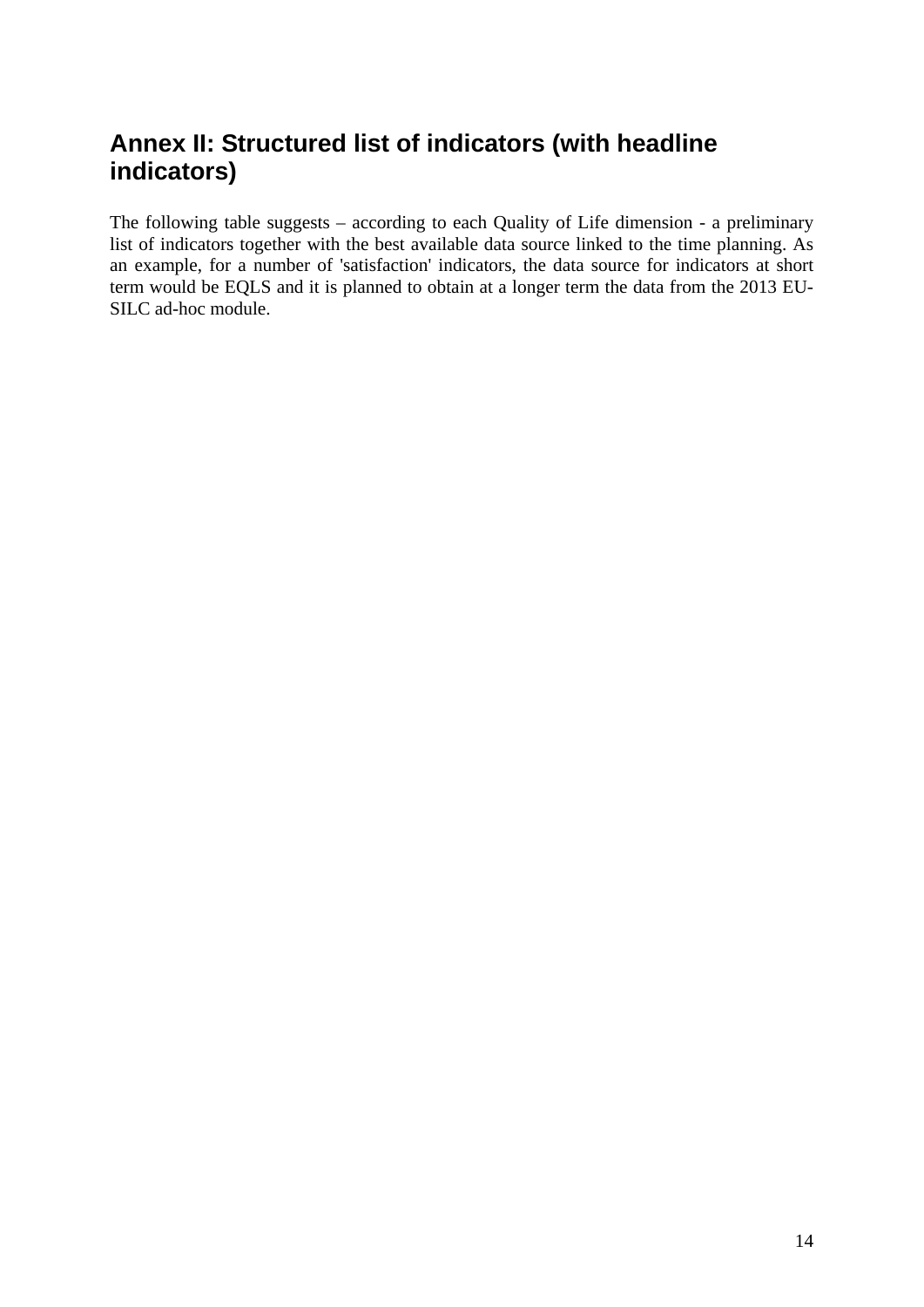## Annex II: Structured list of indicators (with headline indicators)

The following table suggests – according to each Quality of Life dimension - a preliminary list of indicators together with the best available data source linked to the time planning. As an example, for a number of 'satisfaction' indicators, the data source for indicators at short term would be EQLS and it is planned to obtain at a longer term the data from the 2013 EU-SILC ad-hoc module.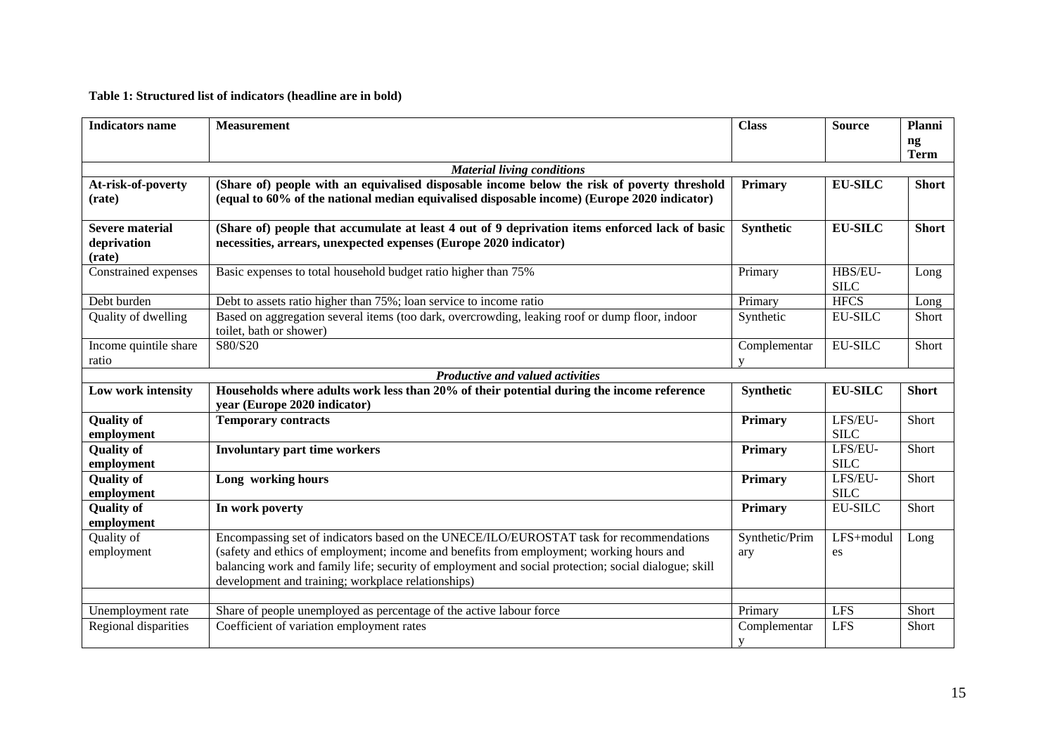**Table 1: Structured list of indicators (headline are in bold)**

| Indicators name | Measurement | Class | Source | Planning Term |
|---|---|---|---|---|
| | *Material living conditions* | | | |
| **At-risk-of-poverty (rate)** | **(Share of) people with an equivalised disposable income below the risk of poverty threshold (equal to 60% of the national median equivalised disposable income) (Europe 2020 indicator)** | **Primary** | **EU-SILC** | **Short** |
| **Severe material deprivation (rate)** | **(Share of) people that accumulate at least 4 out of 9 deprivation items enforced lack of basic necessities, arrears, unexpected expenses (Europe 2020 indicator)** | **Synthetic** | **EU-SILC** | **Short** |
| Constrained expenses | Basic expenses to total household budget ratio higher than 75% | Primary | HBS/EU-SILC | Long |
| Debt burden | Debt to assets ratio higher than 75%; loan service to income ratio | Primary | HFCS | Long |
| Quality of dwelling | Based on aggregation several items (too dark, overcrowding, leaking roof or dump floor, indoor toilet, bath or shower) | Synthetic | EU-SILC | Short |
| Income quintile share ratio | S80/S20 | Complementary | EU-SILC | Short |
| | *Productive and valued activities* | | | |
| **Low work intensity** | **Households where adults work less than 20% of their potential during the income reference year (Europe 2020 indicator)** | **Synthetic** | **EU-SILC** | **Short** |
| **Quality of employment** | **Temporary contracts** | **Primary** | LFS/EU-SILC | Short |
| **Quality of employment** | **Involuntary part time workers** | **Primary** | LFS/EU-SILC | Short |
| **Quality of employment** | **Long working hours** | **Primary** | LFS/EU-SILC | Short |
| **Quality of employment** | **In work poverty** | **Primary** | EU-SILC | Short |
| Quality of employment | Encompassing set of indicators based on the UNECE/ILO/EUROSTAT task for recommendations (safety and ethics of employment; income and benefits from employment; working hours and balancing work and family life; security of employment and social protection; social dialogue; skill development and training; workplace relationships) | Synthetic/Primary | LFS+modules | Long |
| | | | | |
| Unemployment rate | Share of people unemployed as percentage of the active labour force | Primary | LFS | Short |
| Regional disparities | Coefficient of variation employment rates | Complementary | LFS | Short |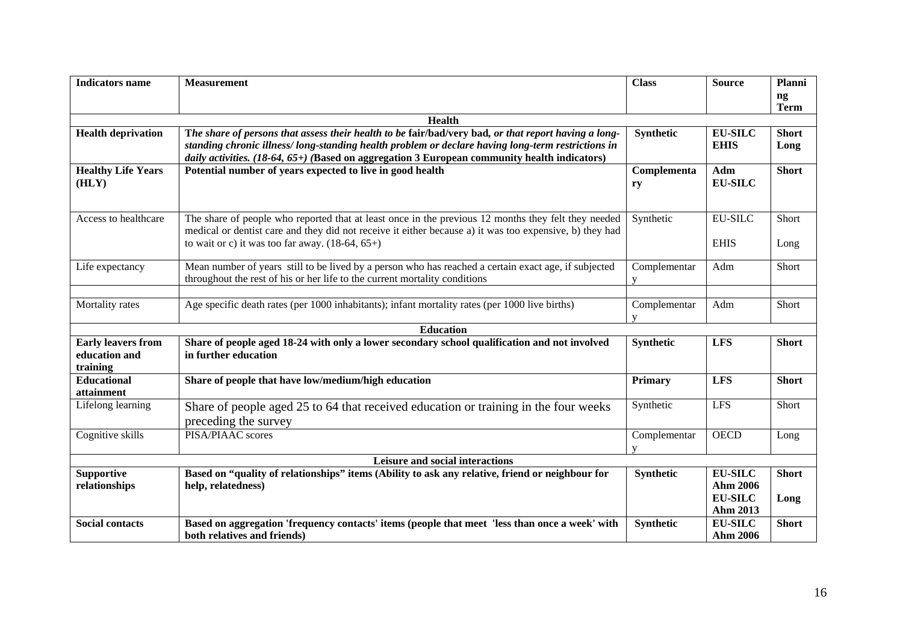| Indicators name | Measurement | Class | Source | Planning Term |
|---|---|---|---|---|
| **Health** | | | | |
| **Health deprivation** | ***The share of persons that assess their health to be* fair/bad/very bad*, or that report having a long-standing chronic illness/ long-standing health problem or declare having long-term restrictions in daily activities. (18-64, 65+) (*Based on aggregation 3 European community health indicators)** | **Synthetic** | **EU-SILC**<br>**EHIS** | **Short**<br>**Long** |
| **Healthy Life Years (HLY)** | **Potential number of years expected to live in good health** | **Complementary** | **Adm**<br>**EU-SILC** | **Short** |
| Access to healthcare | The share of people who reported that at least once in the previous 12 months they felt they needed medical or dentist care and they did not receive it either because a) it was too expensive, b) they had to wait or c) it was too far away. (18-64, 65+) | Synthetic | EU-SILC<br>EHIS | Short<br>Long |
| Life expectancy | Mean number of years still to be lived by a person who has reached a certain exact age, if subjected throughout the rest of his or her life to the current mortality conditions | Complementary | Adm | Short |
| | | | | |
| Mortality rates | Age specific death rates (per 1000 inhabitants); infant mortality rates (per 1000 live births) | Complementary | Adm | Short |
| **Education** | | | | |
| **Early leavers from education and training** | **Share of people aged 18-24 with only a lower secondary school qualification and not involved in further education** | **Synthetic** | **LFS** | **Short** |
| **Educational attainment** | **Share of people that have low/medium/high education** | **Primary** | **LFS** | **Short** |
| Lifelong learning | Share of people aged 25 to 64 that received education or training in the four weeks preceding the survey | Synthetic | LFS | Short |
| Cognitive skills | PISA/PIAAC scores | Complementary | OECD | Long |
| **Leisure and social interactions** | | | | |
| **Supportive relationships** | **Based on "quality of relationships" items (Ability to ask any relative, friend or neighbour for help, relatedness)** | **Synthetic** | **EU-SILC Ahm 2006**<br>**EU-SILC Ahm 2013** | **Short**<br>**Long** |
| **Social contacts** | **Based on aggregation 'frequency contacts' items (people that meet 'less than once a week' with both relatives and friends)** | **Synthetic** | **EU-SILC Ahm 2006** | **Short** |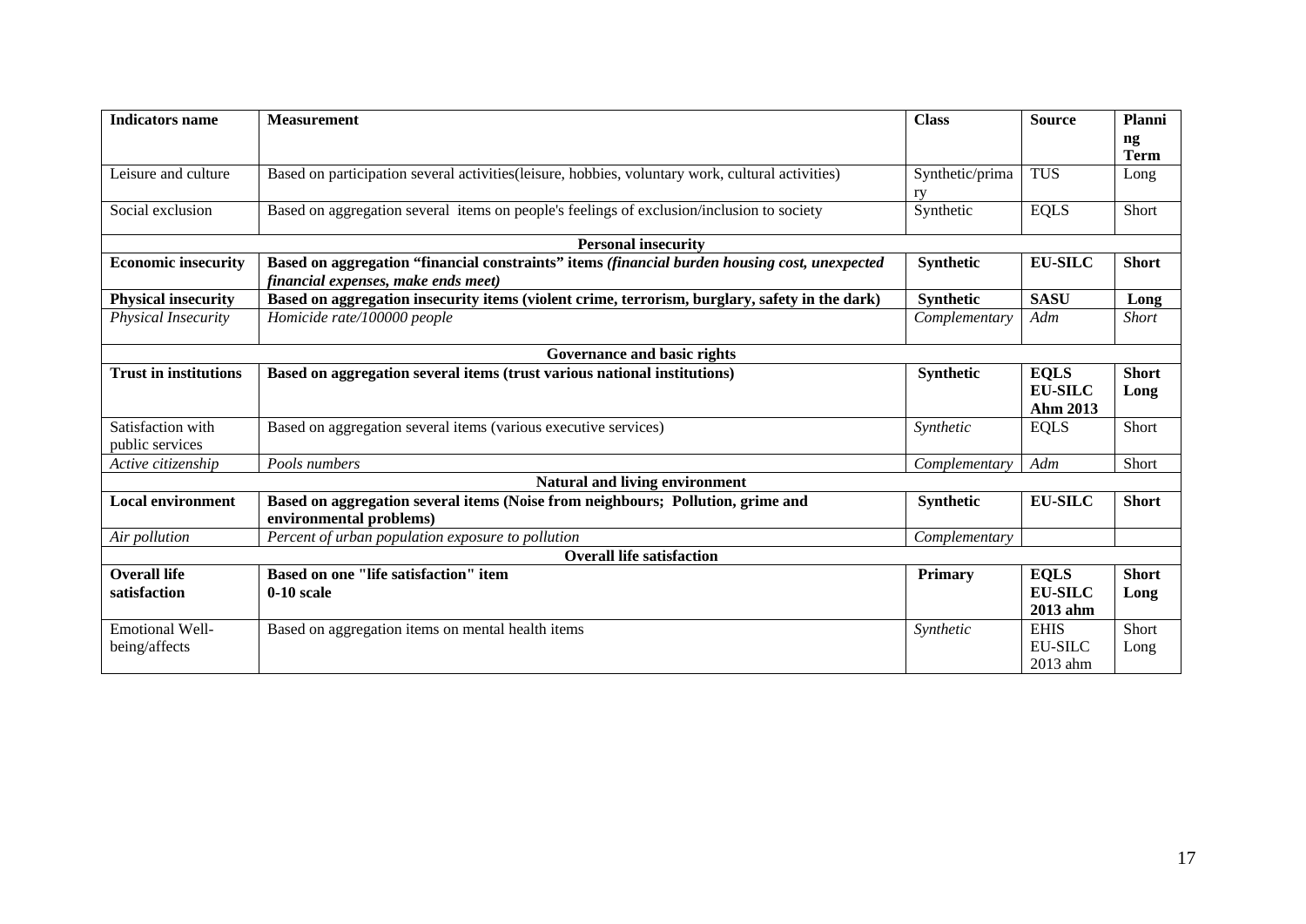| **Indicators name** | **Measurement** | **Class** | **Source** | **Planning Term** |
|---|---|---|---|---|
| Leisure and culture | Based on participation several activities(leisure, hobbies, voluntary work, cultural activities) | Synthetic/primary | TUS | Long |
| Social exclusion | Based on aggregation several items on people's feelings of exclusion/inclusion to society | Synthetic | EQLS | Short |
| | **Personal insecurity** | | | |
| **Economic insecurity** | **Based on aggregation "financial constraints" items *(financial burden housing cost, unexpected financial expenses, make ends meet)*** | **Synthetic** | **EU-SILC** | **Short** |
| **Physical insecurity** | **Based on aggregation insecurity items (violent crime, terrorism, burglary, safety in the dark)** | **Synthetic** | **SASU** | **Long** |
| *Physical Insecurity* | *Homicide rate/100000 people* | *Complementary* | *Adm* | *Short* |
| | **Governance and basic rights** | | | |
| **Trust in institutions** | **Based on aggregation several items (trust various national institutions)** | **Synthetic** | **EQLS EU-SILC Ahm 2013** | **Short Long** |
| Satisfaction with public services | Based on aggregation several items (various executive services) | *Synthetic* | EQLS | Short |
| *Active citizenship* | *Pools numbers* | *Complementary* | *Adm* | Short |
| | **Natural and living environment** | | | |
| **Local environment** | **Based on aggregation several items (Noise from neighbours; Pollution, grime and environmental problems)** | **Synthetic** | **EU-SILC** | **Short** |
| *Air pollution* | *Percent of urban population exposure to pollution* | *Complementary* | | |
| | **Overall life satisfaction** | | | |
| **Overall life satisfaction** | **Based on one "life satisfaction" item 0-10 scale** | **Primary** | **EQLS EU-SILC 2013 ahm** | **Short Long** |
| Emotional Well-being/affects | Based on aggregation items on mental health items | *Synthetic* | EHIS EU-SILC 2013 ahm | Short Long |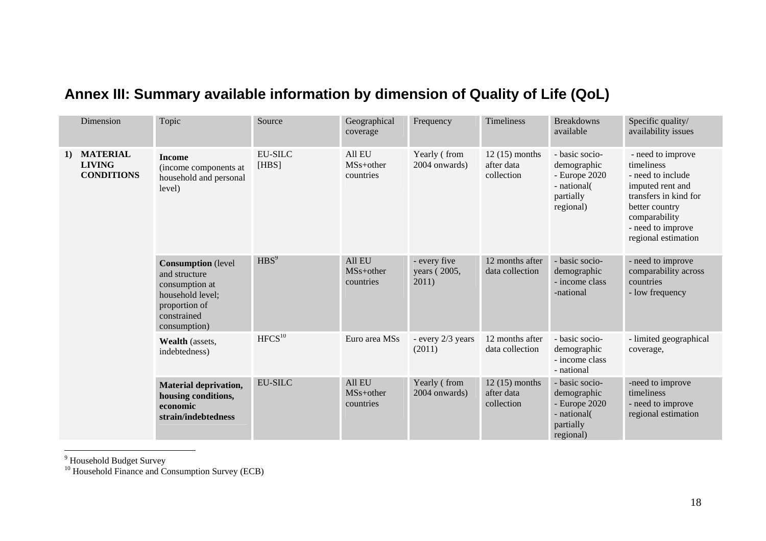## Annex III: Summary available information by dimension of Quality of Life (QoL)

| Dimension | Topic | Source | Geographical coverage | Frequency | Timeliness | Breakdowns available | Specific quality/ availability issues |
|---|---|---|---|---|---|---|---|
| **1) MATERIAL LIVING CONDITIONS** | **Income** (income components at household and personal level) | EU-SILC [HBS] | All EU MSs+other countries | Yearly ( from 2004 onwards) | 12 (15) months after data collection | - basic socio-demographic<br>- Europe 2020<br>- national( partially regional) | - need to improve timeliness<br>- need to include imputed rent and transfers in kind for better country comparability<br>- need to improve regional estimation |
| | **Consumption** (level and structure consumption at household level; proportion of constrained consumption) | HBS[9] | All EU MSs+other countries | - every five years ( 2005, 2011) | 12 months after data collection | - basic socio-demographic<br>- income class<br>-national | - need to improve comparability across countries<br>- low frequency |
| | **Wealth** (assets, indebtedness) | HFCS[10] | Euro area MSs | - every 2/3 years (2011) | 12 months after data collection | - basic socio-demographic<br>- income class<br>- national | - limited geographical coverage, |
| | **Material deprivation, housing conditions, economic strain/indebtedness** | EU-SILC | All EU MSs+other countries | Yearly ( from 2004 onwards) | 12 (15) months after data collection | - basic socio-demographic<br>- Europe 2020<br>- national( partially regional) | -need to improve timeliness<br>- need to improve regional estimation |

[9] Household Budget Survey

[10] Household Finance and Consumption Survey (ECB)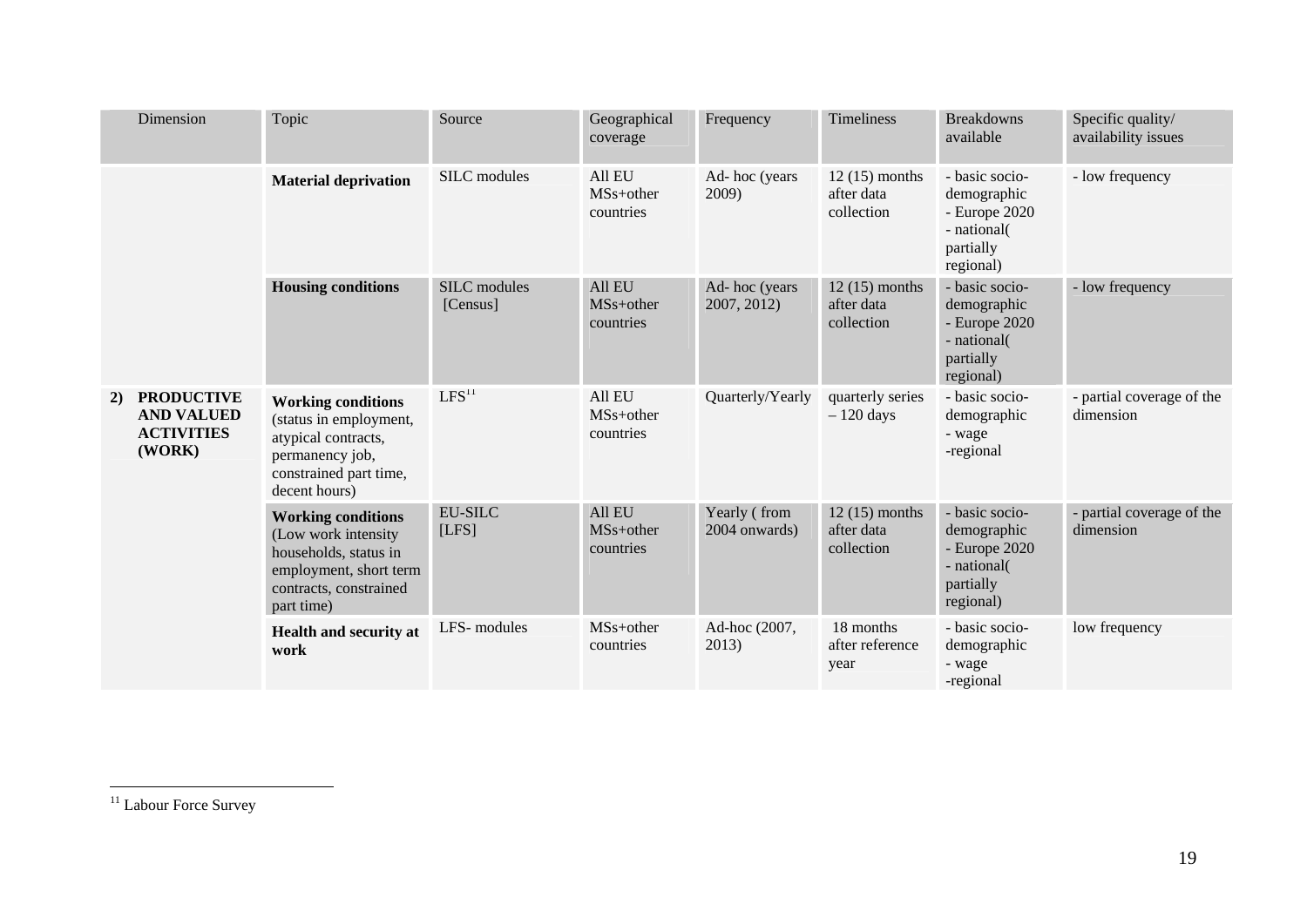| Dimension | Topic | Source | Geographical coverage | Frequency | Timeliness | Breakdowns available | Specific quality/ availability issues |
|---|---|---|---|---|---|---|---|
| | **Material deprivation** | SILC modules | All EU MSs+other countries | Ad- hoc (years 2009) | 12 (15) months after data collection | - basic socio-demographic<br>- Europe 2020<br>- national( partially regional) | - low frequency |
| | **Housing conditions** | SILC modules [Census] | All EU MSs+other countries | Ad- hoc (years 2007, 2012) | 12 (15) months after data collection | - basic socio-demographic<br>- Europe 2020<br>- national( partially regional) | - low frequency |
| **2) PRODUCTIVE AND VALUED ACTIVITIES (WORK)** | **Working conditions** (status in employment, atypical contracts, permanency job, constrained part time, decent hours) | LFS[11] | All EU MSs+other countries | Quarterly/Yearly | quarterly series – 120 days | - basic socio-demographic<br>- wage<br>-regional | - partial coverage of the dimension |
| | **Working conditions** (Low work intensity households, status in employment, short term contracts, constrained part time) | EU-SILC [LFS] | All EU MSs+other countries | Yearly ( from 2004 onwards) | 12 (15) months after data collection | - basic socio-demographic<br>- Europe 2020<br>- national( partially regional) | - partial coverage of the dimension |
| | **Health and security at work** | LFS- modules | MSs+other countries | Ad-hoc (2007, 2013) | 18 months after reference year | - basic socio-demographic<br>- wage<br>-regional | low frequency |

[11] Labour Force Survey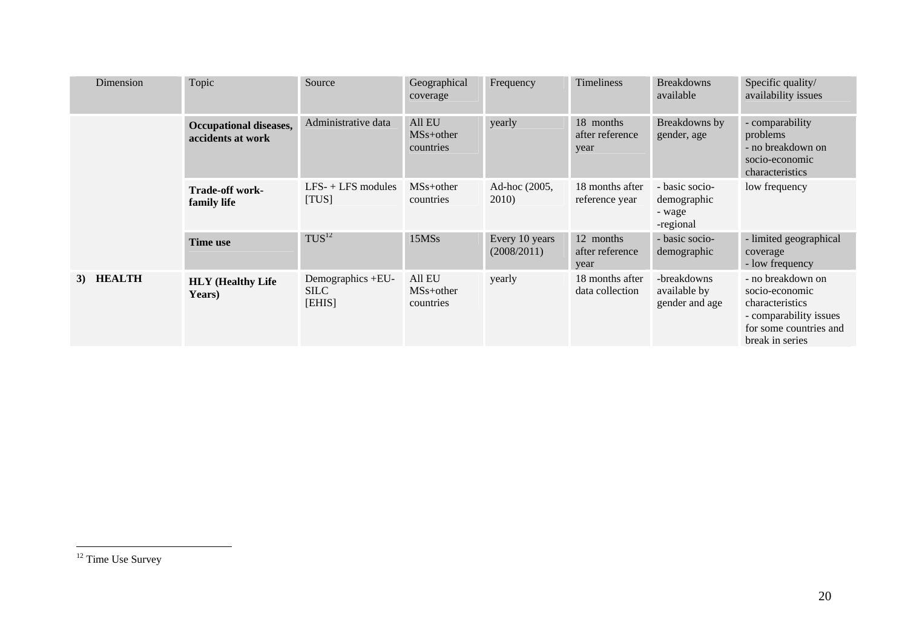| Dimension | Topic | Source | Geographical coverage | Frequency | Timeliness | Breakdowns available | Specific quality/ availability issues |
|---|---|---|---|---|---|---|---|
| | **Occupational diseases, accidents at work** | Administrative data | All EU MSs+other countries | yearly | 18 months after reference year | Breakdowns by gender, age | - comparability problems<br>- no breakdown on socio-economic characteristics |
| | **Trade-off work-family life** | LFS- + LFS modules [TUS] | MSs+other countries | Ad-hoc (2005, 2010) | 18 months after reference year | - basic socio-demographic<br>- wage<br>-regional | low frequency |
| | **Time use** | TUS[12] | 15MSs | Every 10 years (2008/2011) | 12 months after reference year | - basic socio-demographic | - limited geographical coverage<br>- low frequency |
| **3) HEALTH** | **HLY (Healthy Life Years)** | Demographics +EU-SILC [EHIS] | All EU MSs+other countries | yearly | 18 months after data collection | -breakdowns available by gender and age | - no breakdown on socio-economic characteristics<br>- comparability issues for some countries and break in series |

[12] Time Use Survey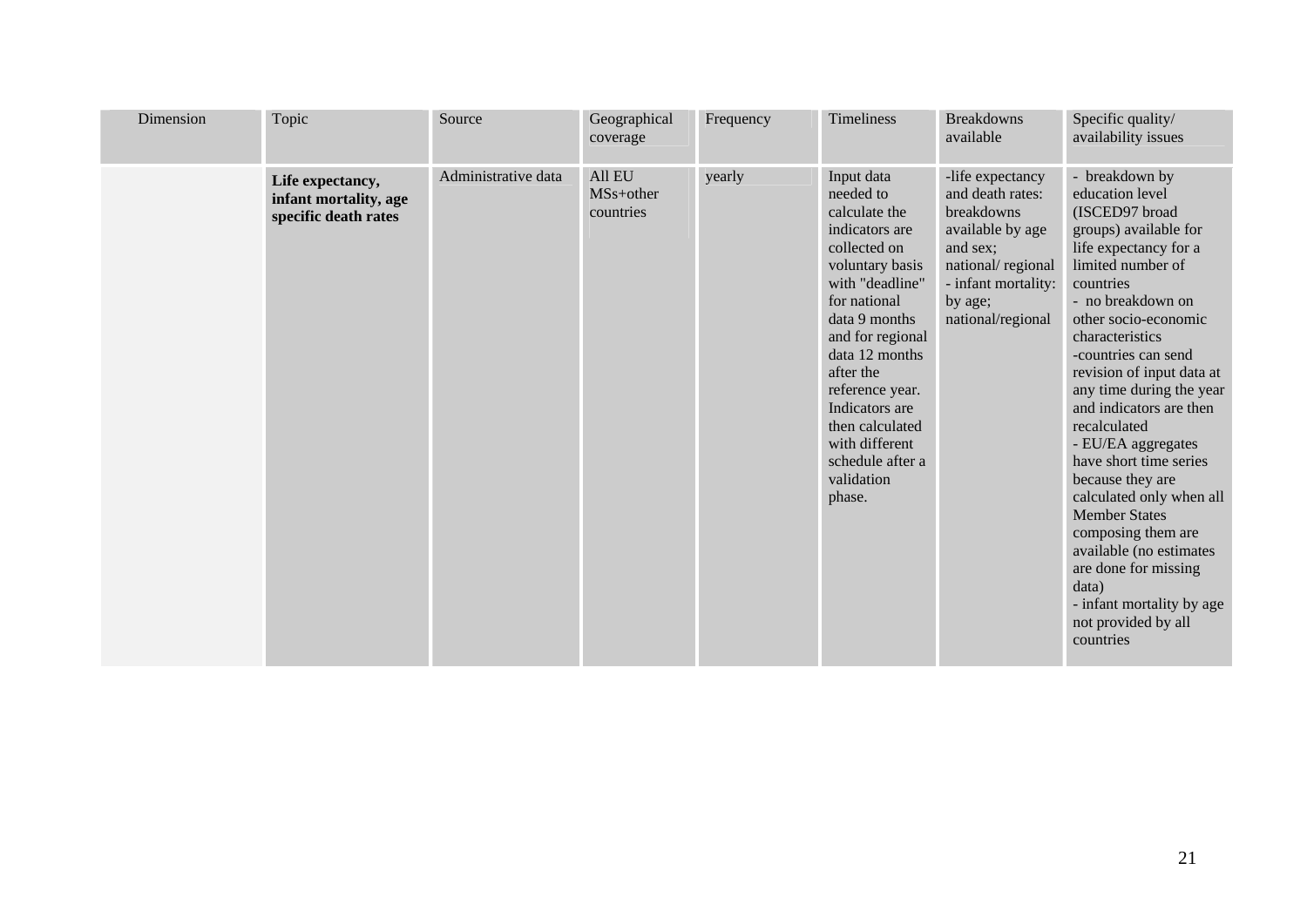| Dimension | Topic | Source | Geographical coverage | Frequency | Timeliness | Breakdowns available | Specific quality/ availability issues |
|---|---|---|---|---|---|---|---|
| | **Life expectancy, infant mortality, age specific death rates** | Administrative data | All EU MSs+other countries | yearly | Input data needed to calculate the indicators are collected on voluntary basis with "deadline" for national data 9 months and for regional data 12 months after the reference year. Indicators are then calculated with different schedule after a validation phase. | -life expectancy and death rates: breakdowns available by age and sex; national/ regional - infant mortality: by age; national/regional | - breakdown by education level (ISCED97 broad groups) available for life expectancy for a limited number of countries<br>- no breakdown on other socio-economic characteristics<br>-countries can send revision of input data at any time during the year and indicators are then recalculated<br>- EU/EA aggregates have short time series because they are calculated only when all Member States composing them are available (no estimates are done for missing data)<br>- infant mortality by age not provided by all countries |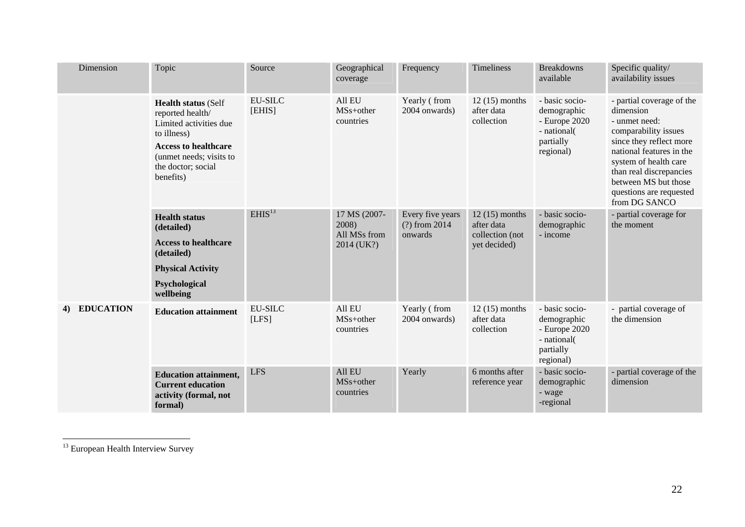| Dimension | Topic | Source | Geographical coverage | Frequency | Timeliness | Breakdowns available | Specific quality/ availability issues |
|---|---|---|---|---|---|---|---|
| | **Health status** (Self reported health/ Limited activities due to illness)<br>**Access to healthcare** (unmet needs; visits to the doctor; social benefits) | EU-SILC [EHIS] | All EU MSs+other countries | Yearly ( from 2004 onwards) | 12 (15) months after data collection | - basic socio-demographic<br>- Europe 2020<br>- national( partially regional) | - partial coverage of the dimension<br>- unmet need: comparability issues since they reflect more national features in the system of health care than real discrepancies between MS but those questions are requested from DG SANCO |
| | **Health status (detailed)**<br>**Access to healthcare (detailed)**<br>**Physical Activity**<br>**Psychological wellbeing** | EHIS[13] | 17 MS (2007-2008)<br>All MSs from 2014 (UK?) | Every five years (?) from 2014 onwards | 12 (15) months after data collection (not yet decided) | - basic socio-demographic<br>- income | - partial coverage for the moment |
| **4) EDUCATION** | **Education attainment** | EU-SILC [LFS] | All EU MSs+other countries | Yearly ( from 2004 onwards) | 12 (15) months after data collection | - basic socio-demographic<br>- Europe 2020<br>- national( partially regional) | - partial coverage of the dimension |
| | **Education attainment, Current education activity (formal, not formal)** | LFS | All EU MSs+other countries | Yearly | 6 months after reference year | - basic socio-demographic<br>- wage<br>-regional | - partial coverage of the dimension |

[13] European Health Interview Survey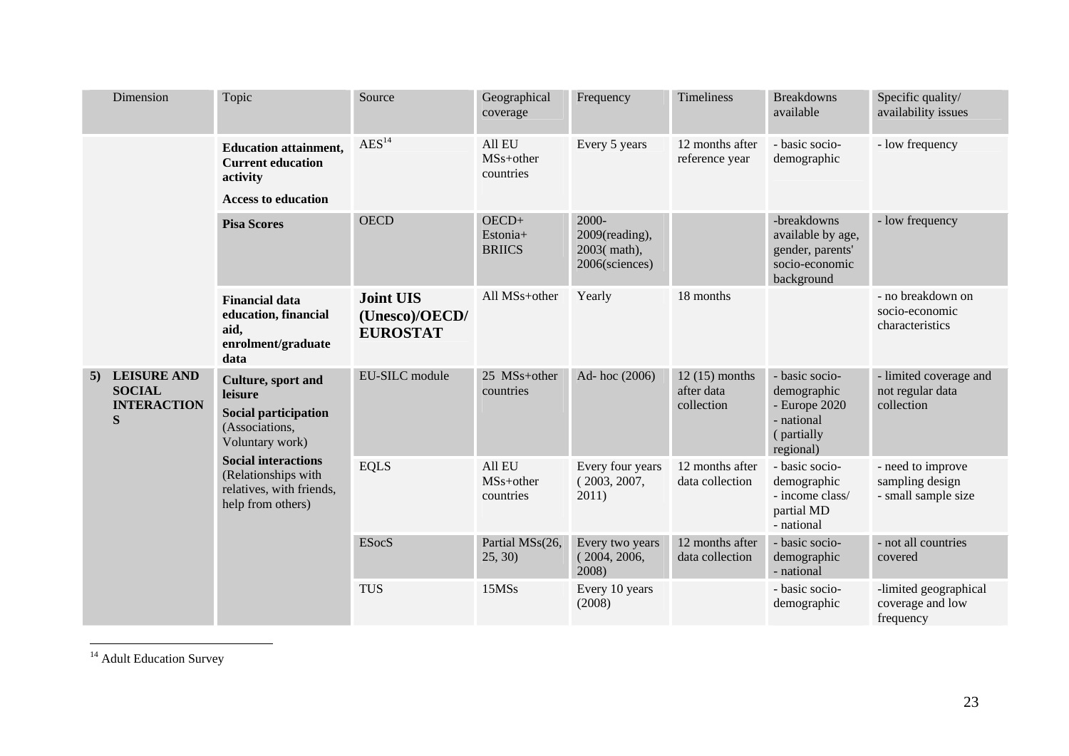| Dimension | Topic | Source | Geographical coverage | Frequency | Timeliness | Breakdowns available | Specific quality/ availability issues |
|---|---|---|---|---|---|---|---|
| | **Education attainment, Current education activity** **Access to education** | AES[14] | All EU MSs+other countries | Every 5 years | 12 months after reference year | - basic socio-demographic | - low frequency |
| | **Pisa Scores** | OECD | OECD+ Estonia+ BRIICS | 2000-2009(reading), 2003( math), 2006(sciences) | | -breakdowns available by age, gender, parents' socio-economic background | - low frequency |
| | **Financial data education, financial aid, enrolment/graduate data** | **Joint UIS (Unesco)/OECD/ EUROSTAT** | All MSs+other | Yearly | 18 months | | - no breakdown on socio-economic characteristics |
| **5) LEISURE AND SOCIAL INTERACTIONS** | **Culture, sport and leisure** **Social participation** (Associations, Voluntary work) **Social interactions** (Relationships with relatives, with friends, help from others) | EU-SILC module | 25 MSs+other countries | Ad- hoc (2006) | 12 (15) months after data collection | - basic socio-demographic - Europe 2020 - national ( partially regional) | - limited coverage and not regular data collection |
| | | EQLS | All EU MSs+other countries | Every four years ( 2003, 2007, 2011) | 12 months after data collection | - basic socio-demographic - income class/ partial MD - national | - need to improve sampling design - small sample size |
| | | ESocS | Partial MSs(26, 25, 30) | Every two years ( 2004, 2006, 2008) | 12 months after data collection | - basic socio-demographic - national | - not all countries covered |
| | | TUS | 15MSs | Every 10 years (2008) | | - basic socio-demographic | -limited geographical coverage and low frequency |

[14] Adult Education Survey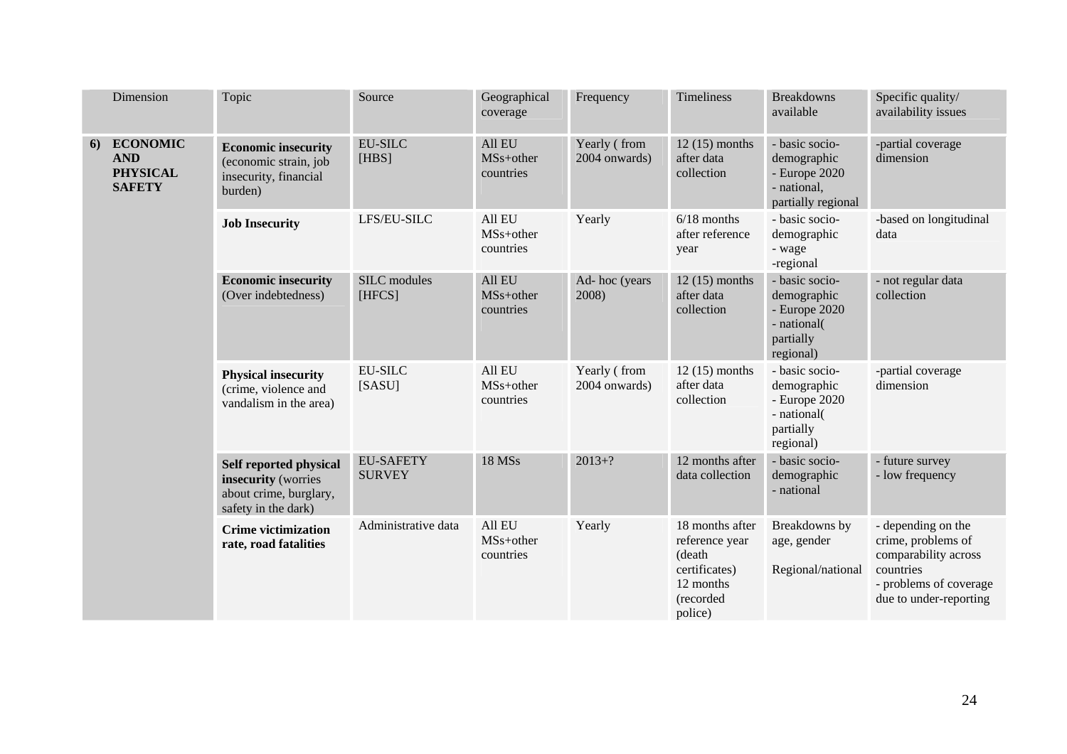| Dimension | Topic | Source | Geographical coverage | Frequency | Timeliness | Breakdowns available | Specific quality/ availability issues |
|---|---|---|---|---|---|---|---|
| **6) ECONOMIC AND PHYSICAL SAFETY** | **Economic insecurity** (economic strain, job insecurity, financial burden) | EU-SILC [HBS] | All EU MSs+other countries | Yearly ( from 2004 onwards) | 12 (15) months after data collection | - basic socio-demographic<br>- Europe 2020<br>- national, partially regional | -partial coverage dimension |
| | **Job Insecurity** | LFS/EU-SILC | All EU MSs+other countries | Yearly | 6/18 months after reference year | - basic socio-demographic<br>- wage<br>-regional | -based on longitudinal data |
| | **Economic insecurity** (Over indebtedness) | SILC modules [HFCS] | All EU MSs+other countries | Ad- hoc (years 2008) | 12 (15) months after data collection | - basic socio-demographic<br>- Europe 2020<br>- national( partially regional) | - not regular data collection |
| | **Physical insecurity** (crime, violence and vandalism in the area) | EU-SILC [SASU] | All EU MSs+other countries | Yearly ( from 2004 onwards) | 12 (15) months after data collection | - basic socio-demographic<br>- Europe 2020<br>- national( partially regional) | -partial coverage dimension |
| | **Self reported physical insecurity** (worries about crime, burglary, safety in the dark) | EU-SAFETY SURVEY | 18 MSs | 2013+? | 12 months after data collection | - basic socio-demographic<br>- national | - future survey<br>- low frequency |
| | **Crime victimization rate, road fatalities** | Administrative data | All EU MSs+other countries | Yearly | 18 months after reference year (death certificates)<br>12 months (recorded police) | Breakdowns by age, gender<br><br>Regional/national | - depending on the crime, problems of comparability across countries<br>- problems of coverage due to under-reporting |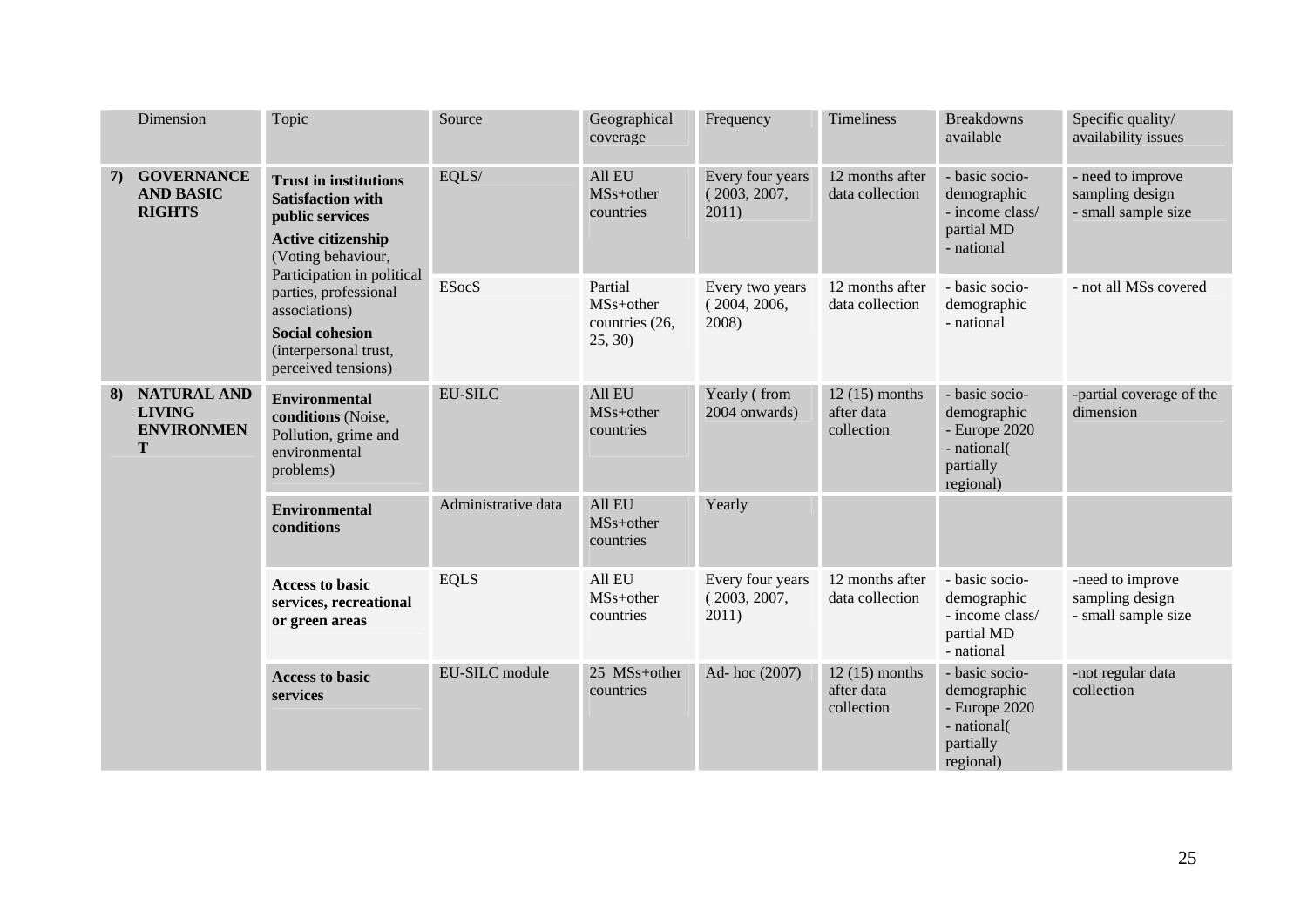| | Dimension | Topic | Source | Geographical coverage | Frequency | Timeliness | Breakdowns available | Specific quality/ availability issues |
|---|---|---|---|---|---|---|---|---|
| 7) | **GOVERNANCE AND BASIC RIGHTS** | **Trust in institutions** **Satisfaction with public services** **Active citizenship** (Voting behaviour, Participation in political parties, professional associations) **Social cohesion** (interpersonal trust, perceived tensions) | EQLS/ | All EU MSs+other countries | Every four years ( 2003, 2007, 2011) | 12 months after data collection | - basic socio-demographic - income class/ partial MD - national | - need to improve sampling design - small sample size |
| | | | ESocS | Partial MSs+other countries (26, 25, 30) | Every two years ( 2004, 2006, 2008) | 12 months after data collection | - basic socio-demographic - national | - not all MSs covered |
| 8) | **NATURAL AND LIVING ENVIRONMENT** | **Environmental conditions** (Noise, Pollution, grime and environmental problems) | EU-SILC | All EU MSs+other countries | Yearly ( from 2004 onwards) | 12 (15) months after data collection | - basic socio-demographic - Europe 2020 - national( partially regional) | -partial coverage of the dimension |
| | | **Environmental conditions** | Administrative data | All EU MSs+other countries | Yearly | | | |
| | | **Access to basic services, recreational or green areas** | EQLS | All EU MSs+other countries | Every four years ( 2003, 2007, 2011) | 12 months after data collection | - basic socio-demographic - income class/ partial MD - national | -need to improve sampling design - small sample size |
| | | **Access to basic services** | EU-SILC module | 25 MSs+other countries | Ad- hoc (2007) | 12 (15) months after data collection | - basic socio-demographic - Europe 2020 - national( partially regional) | -not regular data collection |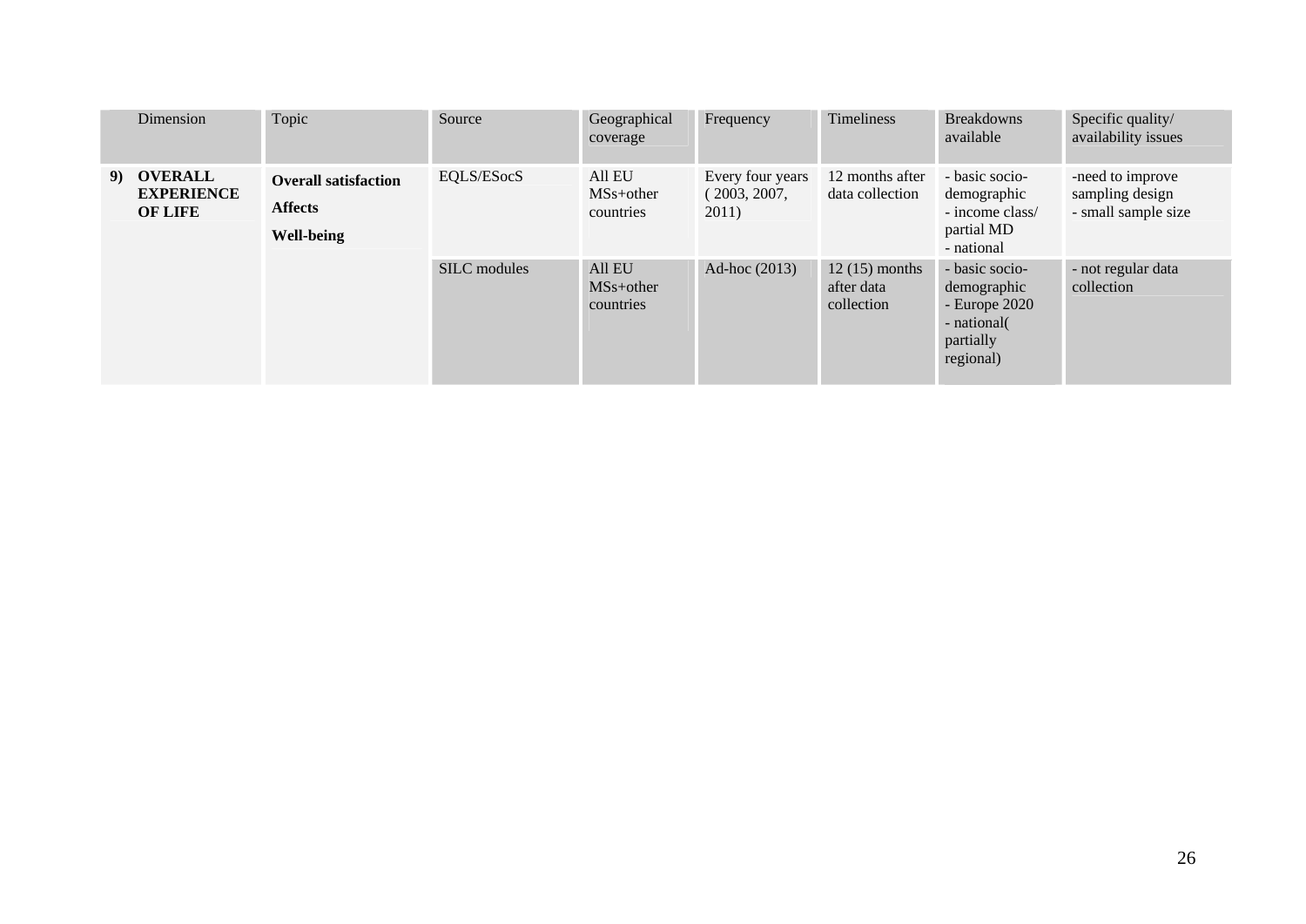| | Dimension | Topic | Source | Geographical coverage | Frequency | Timeliness | Breakdowns available | Specific quality/ availability issues |
|---|---|---|---|---|---|---|---|---|
| 9) | **OVERALL EXPERIENCE OF LIFE** | **Overall satisfaction**<br>**Affects**<br>**Well-being** | EQLS/ESocS | All EU MSs+other countries | Every four years ( 2003, 2007, 2011) | 12 months after data collection | - basic socio-demographic<br>- income class/ partial MD<br>- national | -need to improve sampling design<br>- small sample size |
| | | | SILC modules | All EU MSs+other countries | Ad-hoc (2013) | 12 (15) months after data collection | - basic socio-demographic<br>- Europe 2020<br>- national( partially regional) | - not regular data collection |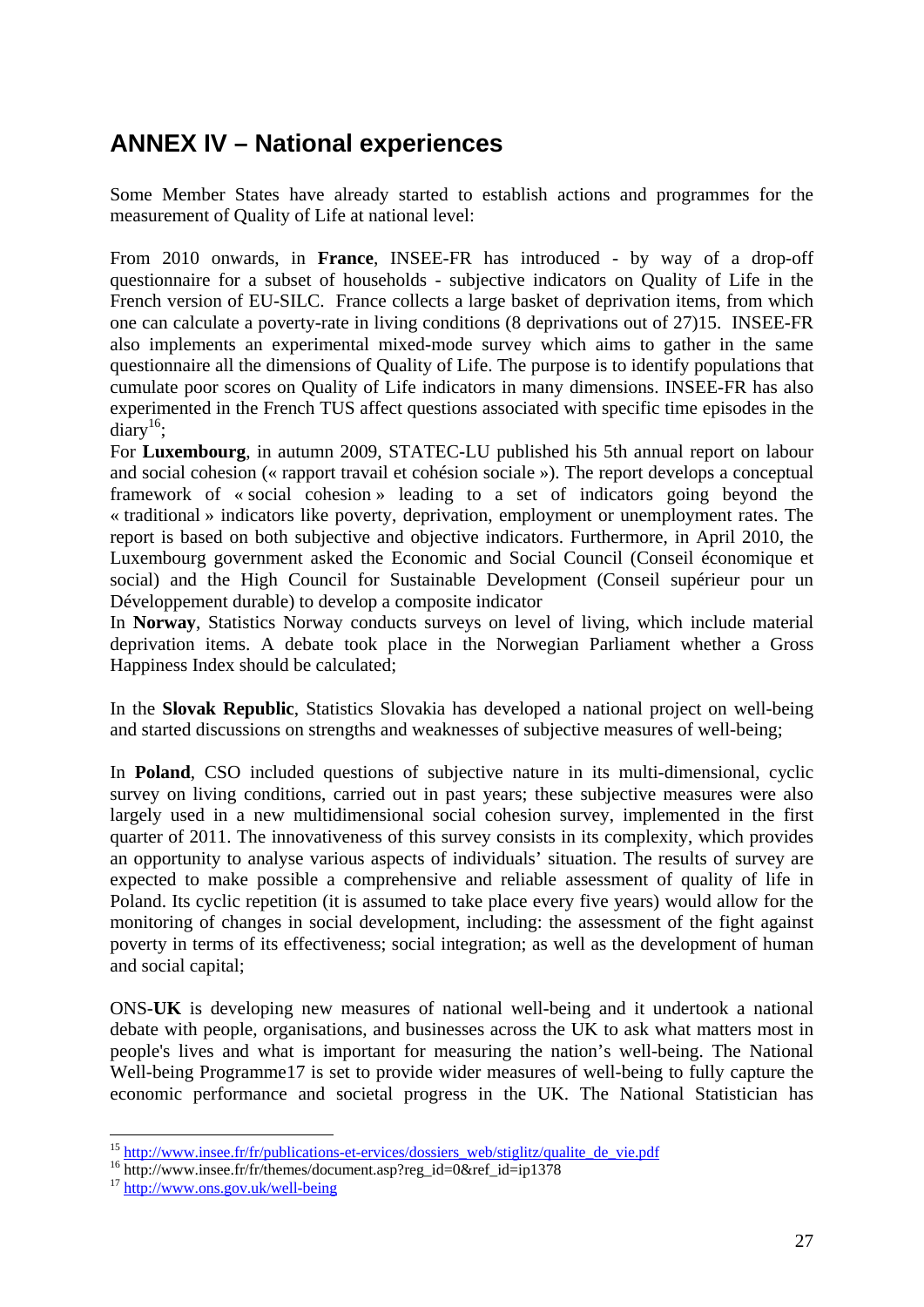# ANNEX IV – National experiences

Some Member States have already started to establish actions and programmes for the measurement of Quality of Life at national level:

From 2010 onwards, in **France**, INSEE-FR has introduced - by way of a drop-off questionnaire for a subset of households - subjective indicators on Quality of Life in the French version of EU-SILC. France collects a large basket of deprivation items, from which one can calculate a poverty-rate in living conditions (8 deprivations out of 27)15. INSEE-FR also implements an experimental mixed-mode survey which aims to gather in the same questionnaire all the dimensions of Quality of Life. The purpose is to identify populations that cumulate poor scores on Quality of Life indicators in many dimensions. INSEE-FR has also experimented in the French TUS affect questions associated with specific time episodes in the diary[16];

For **Luxembourg**, in autumn 2009, STATEC-LU published his 5th annual report on labour and social cohesion (« rapport travail et cohésion sociale »). The report develops a conceptual framework of « social cohesion » leading to a set of indicators going beyond the « traditional » indicators like poverty, deprivation, employment or unemployment rates. The report is based on both subjective and objective indicators. Furthermore, in April 2010, the Luxembourg government asked the Economic and Social Council (Conseil économique et social) and the High Council for Sustainable Development (Conseil supérieur pour un Développement durable) to develop a composite indicator

In **Norway**, Statistics Norway conducts surveys on level of living, which include material deprivation items. A debate took place in the Norwegian Parliament whether a Gross Happiness Index should be calculated;

In the **Slovak Republic**, Statistics Slovakia has developed a national project on well-being and started discussions on strengths and weaknesses of subjective measures of well-being;

In **Poland**, CSO included questions of subjective nature in its multi-dimensional, cyclic survey on living conditions, carried out in past years; these subjective measures were also largely used in a new multidimensional social cohesion survey, implemented in the first quarter of 2011. The innovativeness of this survey consists in its complexity, which provides an opportunity to analyse various aspects of individuals' situation. The results of survey are expected to make possible a comprehensive and reliable assessment of quality of life in Poland. Its cyclic repetition (it is assumed to take place every five years) would allow for the monitoring of changes in social development, including: the assessment of the fight against poverty in terms of its effectiveness; social integration; as well as the development of human and social capital;

ONS-**UK** is developing new measures of national well-being and it undertook a national debate with people, organisations, and businesses across the UK to ask what matters most in people's lives and what is important for measuring the nation's well-being. The National Well-being Programme17 is set to provide wider measures of well-being to fully capture the economic performance and societal progress in the UK. The National Statistician has

---

[15] http://www.insee.fr/fr/publications-et-ervices/dossiers_web/stiglitz/qualite_de_vie.pdf

[16] http://www.insee.fr/fr/themes/document.asp?reg_id=0&ref_id=ip1378

[17] http://www.ons.gov.uk/well-being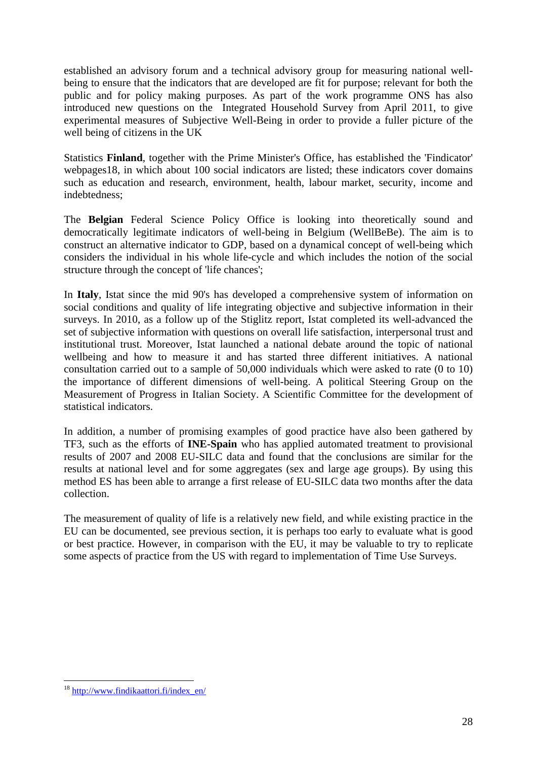established an advisory forum and a technical advisory group for measuring national well-being to ensure that the indicators that are developed are fit for purpose; relevant for both the public and for policy making purposes. As part of the work programme ONS has also introduced new questions on the Integrated Household Survey from April 2011, to give experimental measures of Subjective Well-Being in order to provide a fuller picture of the well being of citizens in the UK

Statistics **Finland**, together with the Prime Minister's Office, has established the 'Findicator' webpages18, in which about 100 social indicators are listed; these indicators cover domains such as education and research, environment, health, labour market, security, income and indebtedness;

The **Belgian** Federal Science Policy Office is looking into theoretically sound and democratically legitimate indicators of well-being in Belgium (WellBeBe). The aim is to construct an alternative indicator to GDP, based on a dynamical concept of well-being which considers the individual in his whole life-cycle and which includes the notion of the social structure through the concept of 'life chances';

In **Italy**, Istat since the mid 90's has developed a comprehensive system of information on social conditions and quality of life integrating objective and subjective information in their surveys. In 2010, as a follow up of the Stiglitz report, Istat completed its well-advanced the set of subjective information with questions on overall life satisfaction, interpersonal trust and institutional trust. Moreover, Istat launched a national debate around the topic of national wellbeing and how to measure it and has started three different initiatives. A national consultation carried out to a sample of 50,000 individuals which were asked to rate (0 to 10) the importance of different dimensions of well-being. A political Steering Group on the Measurement of Progress in Italian Society. A Scientific Committee for the development of statistical indicators.

In addition, a number of promising examples of good practice have also been gathered by TF3, such as the efforts of **INE-Spain** who has applied automated treatment to provisional results of 2007 and 2008 EU-SILC data and found that the conclusions are similar for the results at national level and for some aggregates (sex and large age groups). By using this method ES has been able to arrange a first release of EU-SILC data two months after the data collection.

The measurement of quality of life is a relatively new field, and while existing practice in the EU can be documented, see previous section, it is perhaps too early to evaluate what is good or best practice. However, in comparison with the EU, it may be valuable to try to replicate some aspects of practice from the US with regard to implementation of Time Use Surveys.

[18] http://www.findikaattori.fi/index_en/